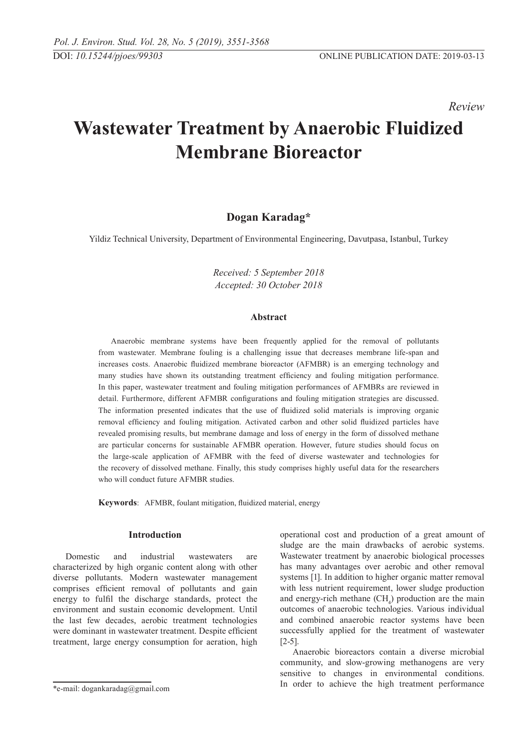*Review*

# Wastewater Treatment by Anaerobic Fluidized Membrane Bioreactor

**Dogan Karadag***

Yildiz Technical University, Department of Environmental Engineering, Davutpasa, Istanbul, Turkey

*Received: 5 September 2018*
*Accepted: 30 October 2018*

### Abstract

Anaerobic membrane systems have been frequently applied for the removal of pollutants from wastewater. Membrane fouling is a challenging issue that decreases membrane life-span and increases costs. Anaerobic fluidized membrane bioreactor (AFMBR) is an emerging technology and many studies have shown its outstanding treatment efficiency and fouling mitigation performance. In this paper, wastewater treatment and fouling mitigation performances of AFMBRs are reviewed in detail. Furthermore, different AFMBR configurations and fouling mitigation strategies are discussed. The information presented indicates that the use of fluidized solid materials is improving organic removal efficiency and fouling mitigation. Activated carbon and other solid fluidized particles have revealed promising results, but membrane damage and loss of energy in the form of dissolved methane are particular concerns for sustainable AFMBR operation. However, future studies should focus on the large-scale application of AFMBR with the feed of diverse wastewater and technologies for the recovery of dissolved methane. Finally, this study comprises highly useful data for the researchers who will conduct future AFMBR studies.

**Keywords**: AFMBR, foulant mitigation, fluidized material, energy

## Introduction

Domestic and industrial wastewaters are characterized by high organic content along with other diverse pollutants. Modern wastewater management comprises efficient removal of pollutants and gain energy to fulfil the discharge standards, protect the environment and sustain economic development. Until the last few decades, aerobic treatment technologies were dominant in wastewater treatment. Despite efficient treatment, large energy consumption for aeration, high operational cost and production of a great amount of sludge are the main drawbacks of aerobic systems. Wastewater treatment by anaerobic biological processes has many advantages over aerobic and other removal systems [1]. In addition to higher organic matter removal with less nutrient requirement, lower sludge production and energy-rich methane ($CH_4$) production are the main outcomes of anaerobic technologies. Various individual and combined anaerobic reactor systems have been successfully applied for the treatment of wastewater [2-5].

Anaerobic bioreactors contain a diverse microbial community, and slow-growing methanogens are very sensitive to changes in environmental conditions. In order to achieve the high treatment performance

*e-mail: dogankaradag@gmail.com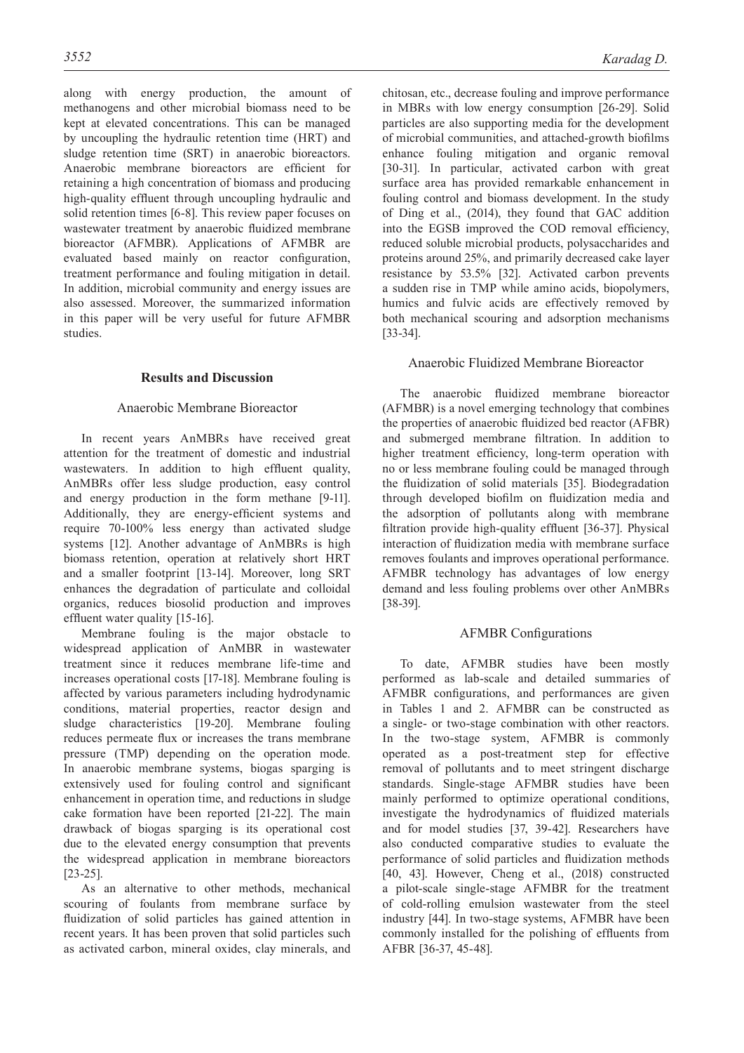along with energy production, the amount of methanogens and other microbial biomass need to be kept at elevated concentrations. This can be managed by uncoupling the hydraulic retention time (HRT) and sludge retention time (SRT) in anaerobic bioreactors. Anaerobic membrane bioreactors are efficient for retaining a high concentration of biomass and producing high-quality effluent through uncoupling hydraulic and solid retention times [6-8]. This review paper focuses on wastewater treatment by anaerobic fluidized membrane bioreactor (AFMBR). Applications of AFMBR are evaluated based mainly on reactor configuration, treatment performance and fouling mitigation in detail. In addition, microbial community and energy issues are also assessed. Moreover, the summarized information in this paper will be very useful for future AFMBR studies.

## Results and Discussion

### Anaerobic Membrane Bioreactor

In recent years AnMBRs have received great attention for the treatment of domestic and industrial wastewaters. In addition to high effluent quality, AnMBRs offer less sludge production, easy control and energy production in the form methane [9-11]. Additionally, they are energy-efficient systems and require 70-100% less energy than activated sludge systems [12]. Another advantage of AnMBRs is high biomass retention, operation at relatively short HRT and a smaller footprint [13-14]. Moreover, long SRT enhances the degradation of particulate and colloidal organics, reduces biosolid production and improves effluent water quality [15-16].

Membrane fouling is the major obstacle to widespread application of AnMBR in wastewater treatment since it reduces membrane life-time and increases operational costs [17-18]. Membrane fouling is affected by various parameters including hydrodynamic conditions, material properties, reactor design and sludge characteristics [19-20]. Membrane fouling reduces permeate flux or increases the trans membrane pressure (TMP) depending on the operation mode. In anaerobic membrane systems, biogas sparging is extensively used for fouling control and significant enhancement in operation time, and reductions in sludge cake formation have been reported [21-22]. The main drawback of biogas sparging is its operational cost due to the elevated energy consumption that prevents the widespread application in membrane bioreactors [23-25].

As an alternative to other methods, mechanical scouring of foulants from membrane surface by fluidization of solid particles has gained attention in recent years. It has been proven that solid particles such as activated carbon, mineral oxides, clay minerals, and chitosan, etc., decrease fouling and improve performance in MBRs with low energy consumption [26-29]. Solid particles are also supporting media for the development of microbial communities, and attached-growth biofilms enhance fouling mitigation and organic removal [30-31]. In particular, activated carbon with great surface area has provided remarkable enhancement in fouling control and biomass development. In the study of Ding et al., (2014), they found that GAC addition into the EGSB improved the COD removal efficiency, reduced soluble microbial products, polysaccharides and proteins around 25%, and primarily decreased cake layer resistance by 53.5% [32]. Activated carbon prevents a sudden rise in TMP while amino acids, biopolymers, humics and fulvic acids are effectively removed by both mechanical scouring and adsorption mechanisms [33-34].

### Anaerobic Fluidized Membrane Bioreactor

The anaerobic fluidized membrane bioreactor (AFMBR) is a novel emerging technology that combines the properties of anaerobic fluidized bed reactor (AFBR) and submerged membrane filtration. In addition to higher treatment efficiency, long-term operation with no or less membrane fouling could be managed through the fluidization of solid materials [35]. Biodegradation through developed biofilm on fluidization media and the adsorption of pollutants along with membrane filtration provide high-quality effluent [36-37]. Physical interaction of fluidization media with membrane surface removes foulants and improves operational performance. AFMBR technology has advantages of low energy demand and less fouling problems over other AnMBRs [38-39].

### AFMBR Configurations

To date, AFMBR studies have been mostly performed as lab-scale and detailed summaries of AFMBR configurations, and performances are given in Tables 1 and 2. AFMBR can be constructed as a single- or two-stage combination with other reactors. In the two-stage system, AFMBR is commonly operated as a post-treatment step for effective removal of pollutants and to meet stringent discharge standards. Single-stage AFMBR studies have been mainly performed to optimize operational conditions, investigate the hydrodynamics of fluidized materials and for model studies [37, 39-42]. Researchers have also conducted comparative studies to evaluate the performance of solid particles and fluidization methods [40, 43]. However, Cheng et al., (2018) constructed a pilot-scale single-stage AFMBR for the treatment of cold-rolling emulsion wastewater from the steel industry [44]. In two-stage systems, AFMBR have been commonly installed for the polishing of effluents from AFBR [36-37, 45-48].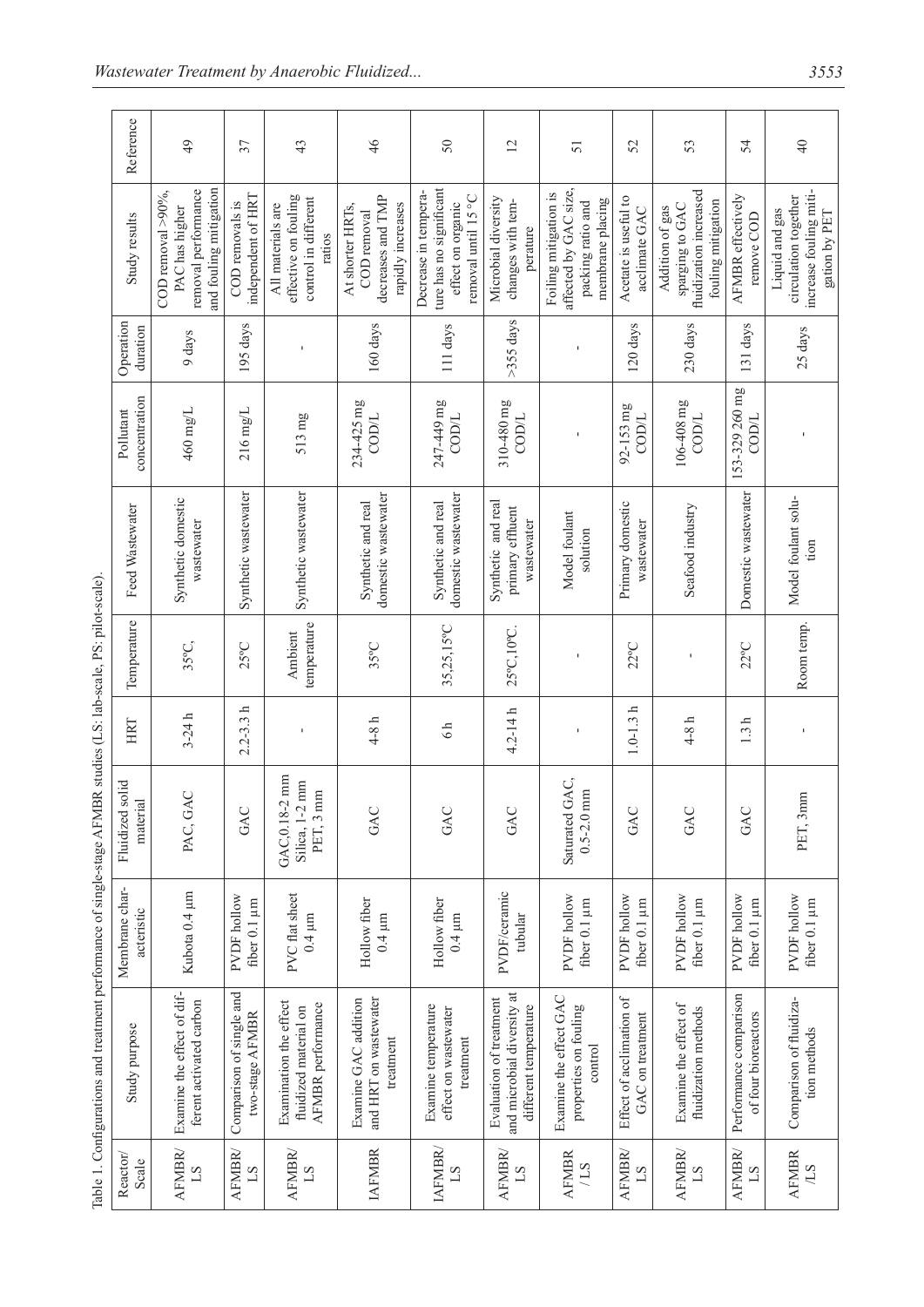Table 1. Configurations and treatment performance of single-stage AFMBR studies (LS: lab-scale, PS: pilot-scale).

| Reactor/ Scale | Study purpose | Membrane characteristic | Fluidized solid material | HRT | Temperature | Feed Wastewater | Pollutant concentration | Operation duration | Study results | Reference |
|---|---|---|---|---|---|---|---|---|---|---|
| AFMBR/ LS | Examine the effect of different activated carbon | Kubota 0.4 µm | PAC, GAC | 3-24 h | 35°C, | Synthetic domestic wastewater | 460 mg/L | 9 days | COD removal >90%, PAC has higher removal performance and fouling mitigation | 49 |
| AFMBR/ LS | Comparison of single and two-stage AFMBR | PVDF hollow fiber 0.1 µm | GAC | 2.2-3.3 h | 25°C | Synthetic wastewater | 216 mg/L | 195 days | COD removals is independent of HRT | 37 |
| AFMBR/ LS | Examination the effect fluidized material on AFMBR performance | PVC flat sheet 0.4 µm | GAC,0.18-2 mm Silica, 1-2 mm PET, 3 mm | - | Ambient temperature | Synthetic wastewater | 513 mg | - | All materials are effective on fouling control in different ratios | 43 |
| IAFMBR | Examine GAC addition and HRT on wastewater treatment | Hollow fiber 0.4 µm | GAC | 4-8 h | 35°C | Synthetic and real domestic wastewater | 234-425 mg COD/L | 160 days | At shorter HRTs, COD removal decreases and TMP rapidly increases | 46 |
| IAFMBR/ LS | Examine temperature effect on wastewater treatment | Hollow fiber 0.4 µm | GAC | 6 h | 35,25,15°C | Synthetic and real domestic wastewater | 247-449 mg COD/L | 111 days | Decrease in temperature has no significant effect on organic removal until 15 °C | 50 |
| AFMBR/ LS | Evaluation of treatment and microbial diversity at different temperature | PVDF/ceramic tubular | GAC | 4.2-14 h | 25°C,10°C. | Synthetic and real primary effluent wastewater | 310-480 mg COD/L | >355 days | Microbial diversity changes with temperature | 12 |
| AFMBR /LS | Examine the effect GAC properties on fouling control | PVDF hollow fiber 0.1 µm | Saturated GAC, 0.5-2.0 mm | - | - | Model foulant solution | - | - | Foiling mitigation is affected by GAC size, packing ratio and membrane placing | 51 |
| AFMBR/ LS | Effect of acclimation of GAC on treatment | PVDF hollow fiber 0.1 µm | GAC | 1.0-1.3 h | 22°C | Primary domestic wastewater | 92-153 mg COD/L | 120 days | Acetate is useful to acclimate GAC | 52 |
| AFMBR/ LS | Examine the effect of fluidization methods | PVDF hollow fiber 0.1 µm | GAC | 4-8 h | - | Seafood industry | 106-408 mg COD/L | 230 days | Addition of gas sparging to GAC fluidization increased fouling mitigation | 53 |
| AFMBR/ LS | Performance comparison of four bioreactors | PVDF hollow fiber 0.1 µm | GAC | 1.3 h | 22°C | Domestic wastewater | 153-329 260 mg COD/L | 131 days | AFMBR effectively remove COD | 54 |
| AFMBR /LS | Comparison of fluidization methods | PVDF hollow fiber 0.1 µm | PET, 3mm | - | Room temp. | Model foulant solution | - | 25 days | Liquid and gas circulation together increase fouling mitigation by PET | 40 |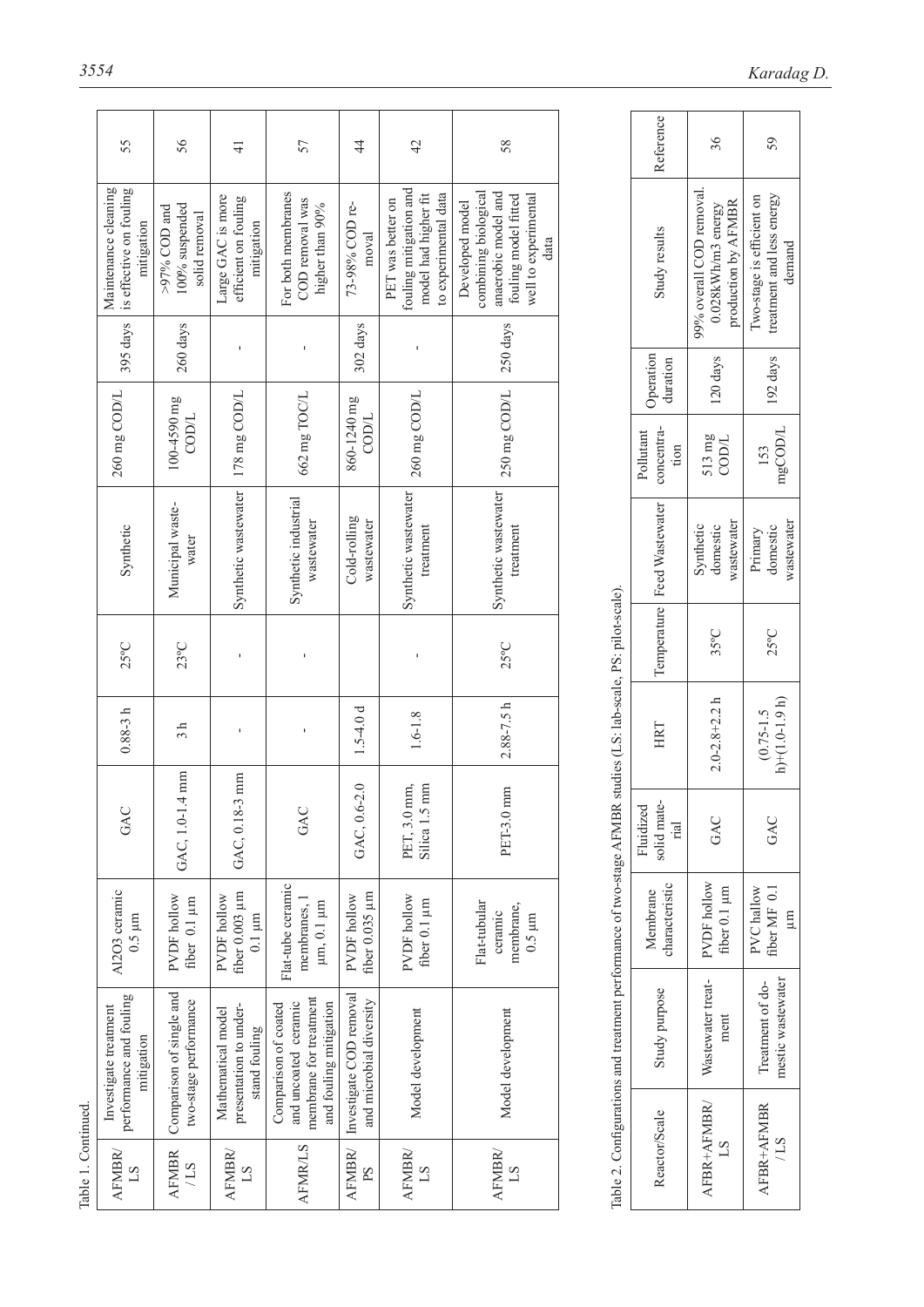Table 1. Continued.

| AFMBR/LS | Investigate treatment performance and fouling mitigation | $Al_2O_3$ ceramic 0.5 μm | GAC | 0.88-3 h | 25°C | Synthetic | 260 mg COD/L | 395 days | Maintenance cleaning is effective on fouling mitigation | 55 |
|---|---|---|---|---|---|---|---|---|---|---|
| AFMBR/LS | Comparison of single and two-stage performance | PVDF hollow fiber 0.1 μm | GAC, 1.0-1.4 mm | 3 h | 23°C | Municipal wastewater | 100-4590 mg COD/L | 260 days | >97% COD and 100% suspended solid removal | 56 |
| AFMBR/LS | Mathematical model presentation to understand fouling | PVDF hollow fiber 0.003 μm 0.1 μm | GAC, 0.18-3 mm | - | - | Synthetic wastewater | 178 mg COD/L | - | Large GAC is more efficient on fouling mitigation | 41 |
| AFMR/LS | Comparison of coated and uncoated ceramic membrane for treatment and fouling mitigation | Flat-tube ceramic membranes, 1 μm, 0.1 μm | GAC | - | - | Synthetic industrial wastewater | 662 mg TOC/L | - | For both membranes COD removal was higher than 90% | 57 |
| AFMBR/PS | Investigate COD removal and microbial diversity | PVDF hollow fiber 0.035 μm | GAC, 0.6-2.0 | 1.5-4.0 d | | Cold-rolling wastewater | 860-1240 mg COD/L | 302 days | 73-98% COD removal | 44 |
| AFMBR/LS | Model development | PVDF hollow fiber 0.1 μm | PET, 3.0 mm, Silica 1.5 mm | 1.6-1.8 | - | Synthetic wastewater treatment | 260 mg COD/L | - | PET was better on fouling mitigation and model had higher fit to experimental data | 42 |
| AFMBR/LS | Model development | Flat-tubular ceramic membrane, 0.5 μm | PET-3.0 mm | 2.88-7.5 h | 25°C | Synthetic wastewater treatment | 250 mg COD/L | 250 days | Developed model combining biological anaerobic model and fouling model fitted well to experimental data | 58 |

Table 2. Configurations and treatment performance of two-stage AFMBR studies (LS: lab-scale, PS: pilot-scale).

| Reactor/Scale | Study purpose | Membrane characteristic | Fluidized solid material | HRT | Temperature | Feed Wastewater | Pollutant concentration | Operation duration | Study results | Reference |
|---|---|---|---|---|---|---|---|---|---|---|
| AFBR+AFMBR/LS | Wastewater treatment | PVDF hollow fiber 0.1 μm | GAC | 2.0-2.8+2.2 h | 35°C | Synthetic domestic wastewater | 513 mg COD/L | 120 days | 99% overall COD removal. 0.028kWh/m3 energy production by AFMBR | 36 |
| AFBR+AFMBR/LS | Treatment of domestic wastewater | PVC hallow fiber MF 0.1 μm | GAC | (0.75-1.5 h)+(1.0-1.9 h) | 25°C | Primary domestic wastewater | 153 mgCOD/L | 192 days | Two-stage is efficient on treatment and less energy demand | 59 |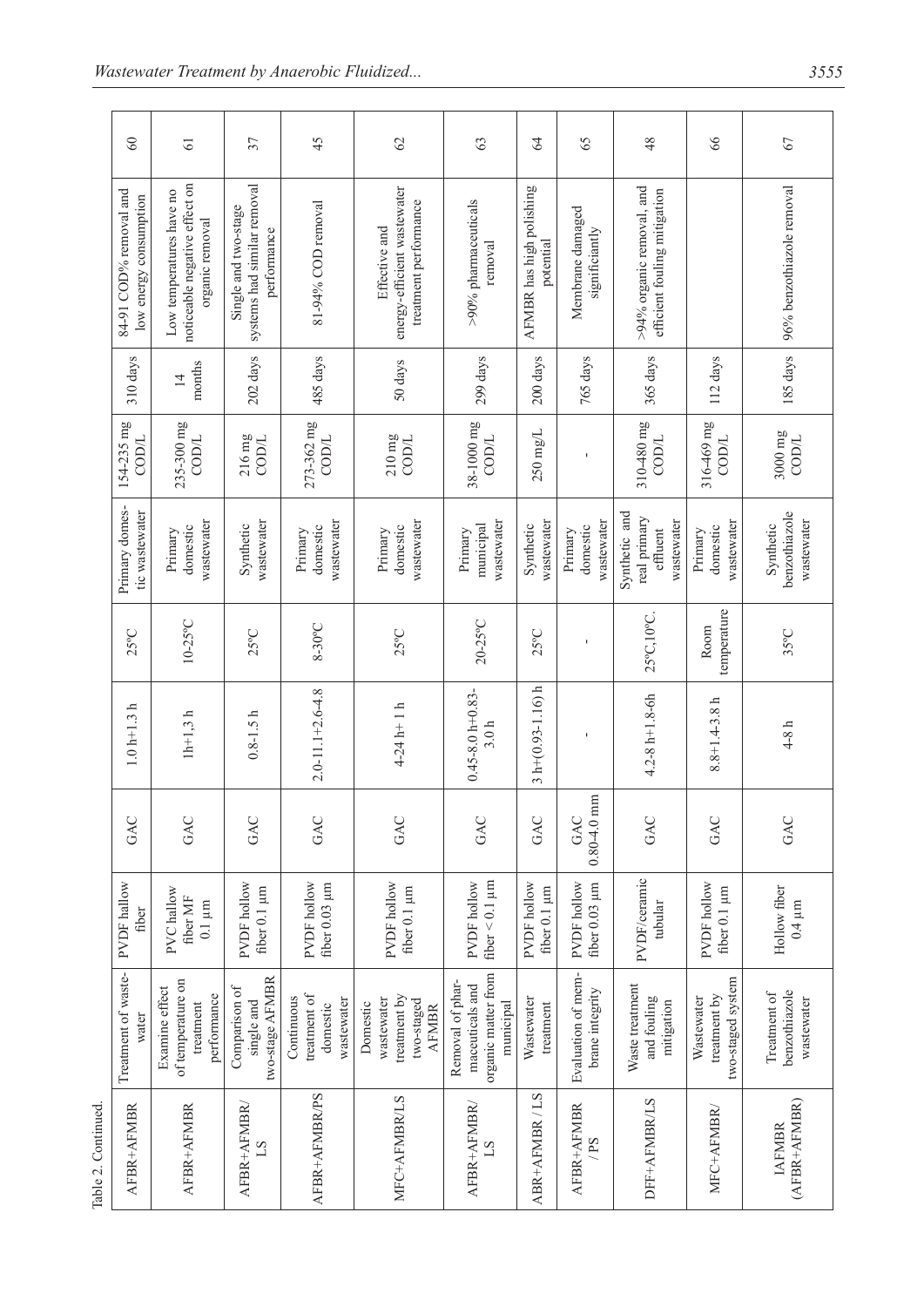Table 2. Continued.

| | | | | | | | | | | |
|---|---|---|---|---|---|---|---|---|---|---|
| AFBR+AFMBR | Treatment of wastewater | PVDF hallow fiber | GAC | 1.0 h+1.3 h | 25°C | Primary domestic wastewater | 154-235 mg COD/L | 310 days | 84-91 COD% removal and low energy consumption | 60 |
| AFBR+AFMBR | Examine effect of temperature on treatment performance | PVC hallow fiber MF 0.1 µm | GAC | 1h+1,3 h | 10-25°C | Primary domestic wastewater | 235-300 mg COD/L | 14 months | Low temperatures have no noticeable negative effect on organic removal | 61 |
| AFBR+AFMBR/LS | Comparison of single and two-stage AFMBR | PVDF hollow fiber 0.1 µm | GAC | 0.8-1.5 h | 25°C | Synthetic wastewater | 216 mg COD/L | 202 days | Single and two-stage systems had similar removal performance | 37 |
| AFBR+AFMBR/PS | Continuous treatment of domestic wastewater | PVDF hollow fiber 0.03 µm | GAC | 2.0-11.1+2.6-4.8 | 8-30°C | Primary domestic wastewater | 273-362 mg COD/L | 485 days | 81-94% COD removal | 45 |
| MFC+AFMBR/LS | Domestic wastewater treatment by two-staged AFMBR | PVDF hollow fiber 0.1 µm | GAC | 4-24 h+ 1 h | 25°C | Primary domestic wastewater | 210 mg COD/L | 50 days | Effective and energy-efficient wastewater treatment performance | 62 |
| AFBR+AFMBR/LS | Removal of pharmaceuticals and organic matter from municipal | PVDF hollow fiber < 0.1 µm | GAC | 0.45-8.0 h+0.83-3.0 h | 20-25°C | Primary municipal wastewater | 38-1000 mg COD/L | 299 days | >90% pharmaceuticals removal | 63 |
| ABR+AFMBR / LS | Wastewater treatment | PVDF hollow fiber 0.1 µm | GAC | 3 h+(0.93-1.16) h | 25°C | Synthetic wastewater | 250 mg/L | 200 days | AFMBR has high polishing potential | 64 |
| AFBR+AFMBR/PS | Evaluation of membrane integrity | PVDF hollow fiber 0.03 µm | GAC 0.80-4.0 mm | - | - | Primary domestic wastewater | - | 765 days | Membrane damaged significantly | 65 |
| DFF+AFMBR/LS | Waste treatment and fouling mitigation | PVDF/ceramic tubular | GAC | 4.2-8 h+1.8-6h | 25°C,10°C. | Synthetic and real primary effluent wastewater | 310-480 mg COD/L | 365 days | >94% organic removal, and efficient fouling mitigation | 48 |
| MFC+AFMBR/ | Wastewater treatment by two-staged system | PVDF hollow fiber 0.1 µm | GAC | 8.8+1.4-3.8 h | Room temperature | Primary domestic wastewater | 316-469 mg COD/L | 112 days | | 66 |
| IAFMBR (AFBR+AFMBR) | Treatment of benzothiazole wastewater | Hollow fiber 0.4 µm | GAC | 4-8 h | 35°C | Synthetic benzothiazole wastewater | 3000 mg COD/L | 185 days | 96% benzothiazole removal | 67 |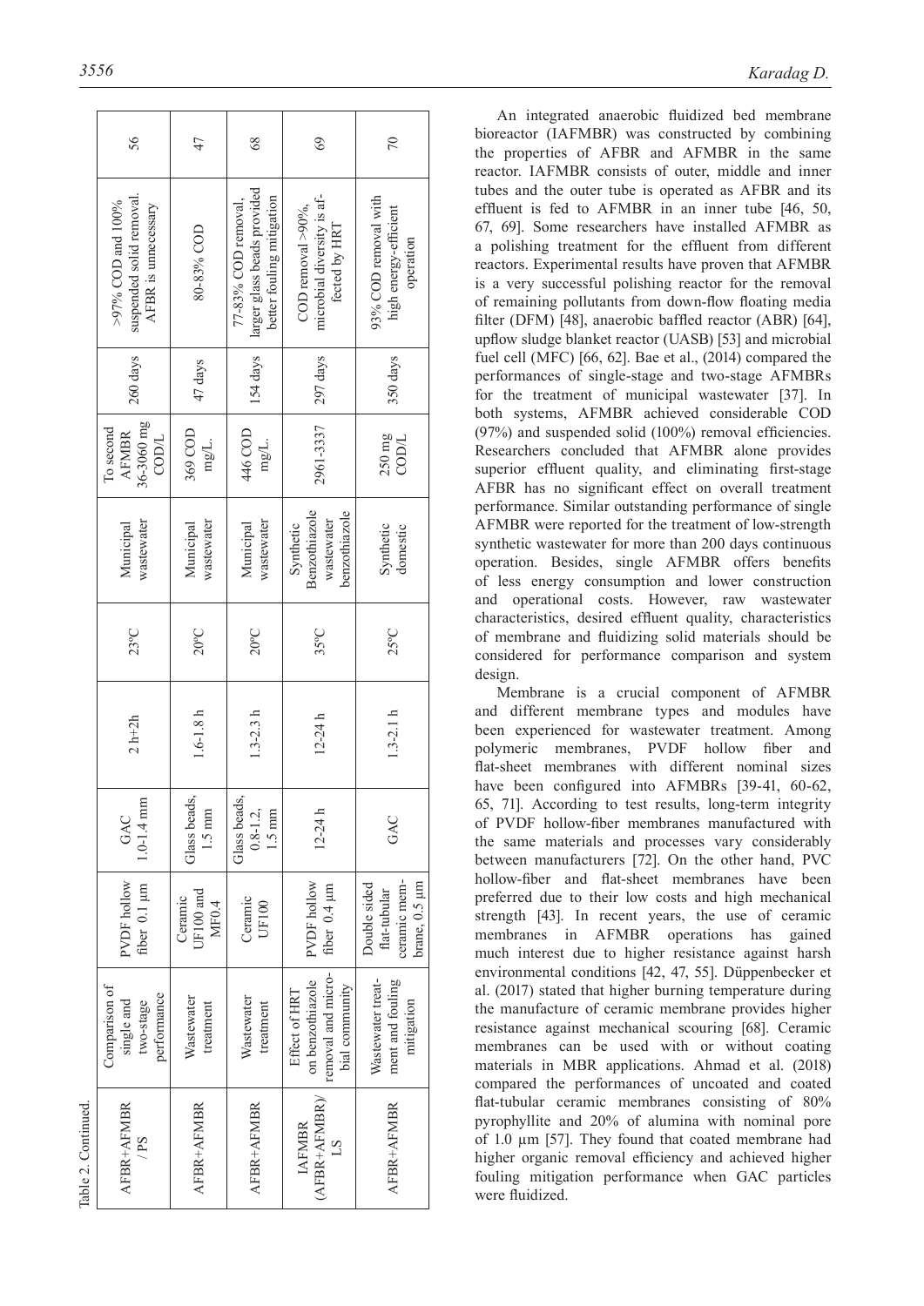Table 2. Continued.

| | | | | | | | | | | |
|---|---|---|---|---|---|---|---|---|---|---|
| AFBR+AFMBR /PS | Comparison of single and two-stage performance | PVDF hollow fiber 0.1 µm | GAC 1.0-1.4 mm | 2 h+2h | 23°C | Municipal wastewater | To second AFMBR 36-3060 mg COD/L | 260 days | >97% COD and 100% suspended solid removal. AFBR is unnecessary | 56 |
| AFBR+AFMBR | Wastewater treatment | Ceramic UF100 and MF0.4 | Glass beads, 1.5 mm | 1.6-1.8 h | 20°C | Municipal wastewater | 369 COD mg/L | 47 days | 80-83% COD | 47 |
| AFBR+AFMBR | Wastewater treatment | Ceramic UF100 | Glass beads, 0.8-1.2, 1.5 mm | 1.3-2.3 h | 20°C | Municipal wastewater | 446 COD mg/L. | 154 days | 77-83% COD removal, larger glass beads provided better fouling mitigation | 68 |
| IAFMBR (AFBR+AFMBR)/LS | Effect of HRT on benzothiazole removal and microbial community | PVDF hollow fiber 0.4 µm | 12-24 h | 12-24 h | 35°C | Synthetic Benzothiazole wastewater benzothiazole | 2961-3337 | 297 days | COD removal >90%, microbial diversity is affected by HRT | 69 |
| AFBR+AFMBR | Wastewater treatment and fouling mitigation | Double sided flat-tubular ceramic membrane, 0.5 µm | GAC | 1.3-2.1 h | 25°C | Synthetic domestic | 250 mg COD/L | 350 days | 93% COD removal with high energy-efficient operation | 70 |

An integrated anaerobic fluidized bed membrane bioreactor (IAFMBR) was constructed by combining the properties of AFBR and AFMBR in the same reactor. IAFMBR consists of outer, middle and inner tubes and the outer tube is operated as AFBR and its effluent is fed to AFMBR in an inner tube [46, 50, 67, 69]. Some researchers have installed AFMBR as a polishing treatment for the effluent from different reactors. Experimental results have proven that AFMBR is a very successful polishing reactor for the removal of remaining pollutants from down-flow floating media filter (DFM) [48], anaerobic baffled reactor (ABR) [64], upflow sludge blanket reactor (UASB) [53] and microbial fuel cell (MFC) [66, 62]. Bae et al., (2014) compared the performances of single-stage and two-stage AFMBRs for the treatment of municipal wastewater [37]. In both systems, AFMBR achieved considerable COD (97%) and suspended solid (100%) removal efficiencies. Researchers concluded that AFMBR alone provides superior effluent quality, and eliminating first-stage AFBR has no significant effect on overall treatment performance. Similar outstanding performance of single AFMBR were reported for the treatment of low-strength synthetic wastewater for more than 200 days continuous operation. Besides, single AFMBR offers benefits of less energy consumption and lower construction and operational costs. However, raw wastewater characteristics, desired effluent quality, characteristics of membrane and fluidizing solid materials should be considered for performance comparison and system design.

Membrane is a crucial component of AFMBR and different membrane types and modules have been experienced for wastewater treatment. Among polymeric membranes, PVDF hollow fiber and flat-sheet membranes with different nominal sizes have been configured into AFMBRs [39-41, 60-62, 65, 71]. According to test results, long-term integrity of PVDF hollow-fiber membranes manufactured with the same materials and processes vary considerably between manufacturers [72]. On the other hand, PVC hollow-fiber and flat-sheet membranes have been preferred due to their low costs and high mechanical strength [43]. In recent years, the use of ceramic membranes in AFMBR operations has gained much interest due to higher resistance against harsh environmental conditions [42, 47, 55]. Düppenbecker et al. (2017) stated that higher burning temperature during the manufacture of ceramic membrane provides higher resistance against mechanical scouring [68]. Ceramic membranes can be used with or without coating materials in MBR applications. Ahmad et al. (2018) compared the performances of uncoated and coated flat-tubular ceramic membranes consisting of 80% pyrophyllite and 20% of alumina with nominal pore of 1.0 µm [57]. They found that coated membrane had higher organic removal efficiency and achieved higher fouling mitigation performance when GAC particles were fluidized.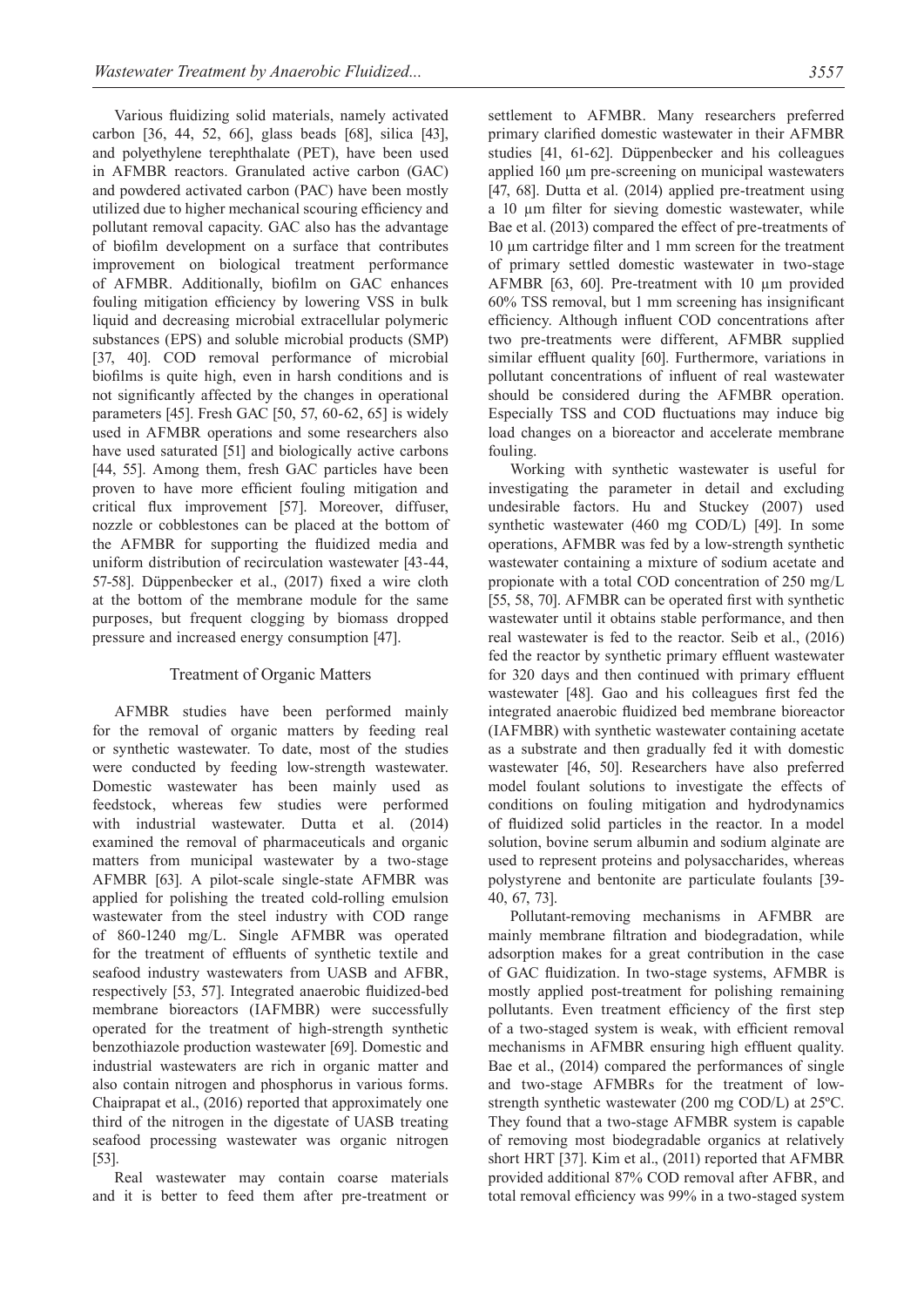Various fluidizing solid materials, namely activated carbon [36, 44, 52, 66], glass beads [68], silica [43], and polyethylene terephthalate (PET), have been used in AFMBR reactors. Granulated active carbon (GAC) and powdered activated carbon (PAC) have been mostly utilized due to higher mechanical scouring efficiency and pollutant removal capacity. GAC also has the advantage of biofilm development on a surface that contributes improvement on biological treatment performance of AFMBR. Additionally, biofilm on GAC enhances fouling mitigation efficiency by lowering VSS in bulk liquid and decreasing microbial extracellular polymeric substances (EPS) and soluble microbial products (SMP) [37, 40]. COD removal performance of microbial biofilms is quite high, even in harsh conditions and is not significantly affected by the changes in operational parameters [45]. Fresh GAC [50, 57, 60-62, 65] is widely used in AFMBR operations and some researchers also have used saturated [51] and biologically active carbons [44, 55]. Among them, fresh GAC particles have been proven to have more efficient fouling mitigation and critical flux improvement [57]. Moreover, diffuser, nozzle or cobblestones can be placed at the bottom of the AFMBR for supporting the fluidized media and uniform distribution of recirculation wastewater [43-44, 57-58]. Düppenbecker et al., (2017) fixed a wire cloth at the bottom of the membrane module for the same purposes, but frequent clogging by biomass dropped pressure and increased energy consumption [47].

## Treatment of Organic Matters

AFMBR studies have been performed mainly for the removal of organic matters by feeding real or synthetic wastewater. To date, most of the studies were conducted by feeding low-strength wastewater. Domestic wastewater has been mainly used as feedstock, whereas few studies were performed with industrial wastewater. Dutta et al. (2014) examined the removal of pharmaceuticals and organic matters from municipal wastewater by a two-stage AFMBR [63]. A pilot-scale single-state AFMBR was applied for polishing the treated cold-rolling emulsion wastewater from the steel industry with COD range of 860-1240 mg/L. Single AFMBR was operated for the treatment of effluents of synthetic textile and seafood industry wastewaters from UASB and AFBR, respectively [53, 57]. Integrated anaerobic fluidized-bed membrane bioreactors (IAFMBR) were successfully operated for the treatment of high-strength synthetic benzothiazole production wastewater [69]. Domestic and industrial wastewaters are rich in organic matter and also contain nitrogen and phosphorus in various forms. Chaiprapat et al., (2016) reported that approximately one third of the nitrogen in the digestate of UASB treating seafood processing wastewater was organic nitrogen [53].

Real wastewater may contain coarse materials and it is better to feed them after pre-treatment or settlement to AFMBR. Many researchers preferred primary clarified domestic wastewater in their AFMBR studies [41, 61-62]. Düppenbecker and his colleagues applied 160 µm pre-screening on municipal wastewaters [47, 68]. Dutta et al. (2014) applied pre-treatment using a 10 µm filter for sieving domestic wastewater, while Bae et al. (2013) compared the effect of pre-treatments of 10 µm cartridge filter and 1 mm screen for the treatment of primary settled domestic wastewater in two-stage AFMBR [63, 60]. Pre-treatment with 10 µm provided 60% TSS removal, but 1 mm screening has insignificant efficiency. Although influent COD concentrations after two pre-treatments were different, AFMBR supplied similar effluent quality [60]. Furthermore, variations in pollutant concentrations of influent of real wastewater should be considered during the AFMBR operation. Especially TSS and COD fluctuations may induce big load changes on a bioreactor and accelerate membrane fouling.

Working with synthetic wastewater is useful for investigating the parameter in detail and excluding undesirable factors. Hu and Stuckey (2007) used synthetic wastewater (460 mg COD/L) [49]. In some operations, AFMBR was fed by a low-strength synthetic wastewater containing a mixture of sodium acetate and propionate with a total COD concentration of 250 mg/L [55, 58, 70]. AFMBR can be operated first with synthetic wastewater until it obtains stable performance, and then real wastewater is fed to the reactor. Seib et al., (2016) fed the reactor by synthetic primary effluent wastewater for 320 days and then continued with primary effluent wastewater [48]. Gao and his colleagues first fed the integrated anaerobic fluidized bed membrane bioreactor (IAFMBR) with synthetic wastewater containing acetate as a substrate and then gradually fed it with domestic wastewater [46, 50]. Researchers have also preferred model foulant solutions to investigate the effects of conditions on fouling mitigation and hydrodynamics of fluidized solid particles in the reactor. In a model solution, bovine serum albumin and sodium alginate are used to represent proteins and polysaccharides, whereas polystyrene and bentonite are particulate foulants [39-40, 67, 73].

Pollutant-removing mechanisms in AFMBR are mainly membrane filtration and biodegradation, while adsorption makes for a great contribution in the case of GAC fluidization. In two-stage systems, AFMBR is mostly applied post-treatment for polishing remaining pollutants. Even treatment efficiency of the first step of a two-staged system is weak, with efficient removal mechanisms in AFMBR ensuring high effluent quality. Bae et al., (2014) compared the performances of single and two-stage AFMBRs for the treatment of low-strength synthetic wastewater (200 mg COD/L) at 25ºC. They found that a two-stage AFMBR system is capable of removing most biodegradable organics at relatively short HRT [37]. Kim et al., (2011) reported that AFMBR provided additional 87% COD removal after AFBR, and total removal efficiency was 99% in a two-staged system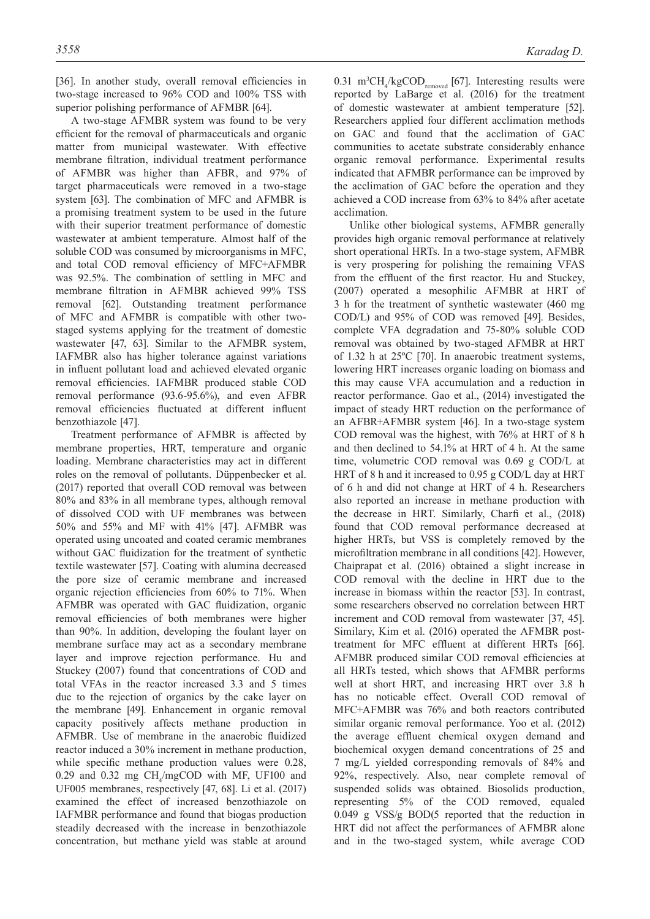[36]. In another study, overall removal efficiencies in two-stage increased to 96% COD and 100% TSS with superior polishing performance of AFMBR [64].

A two-stage AFMBR system was found to be very efficient for the removal of pharmaceuticals and organic matter from municipal wastewater. With effective membrane filtration, individual treatment performance of AFMBR was higher than AFBR, and 97% of target pharmaceuticals were removed in a two-stage system [63]. The combination of MFC and AFMBR is a promising treatment system to be used in the future with their superior treatment performance of domestic wastewater at ambient temperature. Almost half of the soluble COD was consumed by microorganisms in MFC, and total COD removal efficiency of MFC+AFMBR was 92.5%. The combination of settling in MFC and membrane filtration in AFMBR achieved 99% TSS removal [62]. Outstanding treatment performance of MFC and AFMBR is compatible with other two-staged systems applying for the treatment of domestic wastewater [47, 63]. Similar to the AFMBR system, IAFMBR also has higher tolerance against variations in influent pollutant load and achieved elevated organic removal efficiencies. IAFMBR produced stable COD removal performance (93.6-95.6%), and even AFBR removal efficiencies fluctuated at different influent benzothiazole [47].

Treatment performance of AFMBR is affected by membrane properties, HRT, temperature and organic loading. Membrane characteristics may act in different roles on the removal of pollutants. Düppenbecker et al. (2017) reported that overall COD removal was between 80% and 83% in all membrane types, although removal of dissolved COD with UF membranes was between 50% and 55% and MF with 41% [47]. AFMBR was operated using uncoated and coated ceramic membranes without GAC fluidization for the treatment of synthetic textile wastewater [57]. Coating with alumina decreased the pore size of ceramic membrane and increased organic rejection efficiencies from 60% to 71%. When AFMBR was operated with GAC fluidization, organic removal efficiencies of both membranes were higher than 90%. In addition, developing the foulant layer on membrane surface may act as a secondary membrane layer and improve rejection performance. Hu and Stuckey (2007) found that concentrations of COD and total VFAs in the reactor increased 3.3 and 5 times due to the rejection of organics by the cake layer on the membrane [49]. Enhancement in organic removal capacity positively affects methane production in AFMBR. Use of membrane in the anaerobic fluidized reactor induced a 30% increment in methane production, while specific methane production values were 0.28, 0.29 and 0.32 mg $CH_4$/mgCOD with MF, UF100 and UF005 membranes, respectively [47, 68]. Li et al. (2017) examined the effect of increased benzothiazole on IAFMBR performance and found that biogas production steadily decreased with the increase in benzothiazole concentration, but methane yield was stable at around 0.31 $m^3CH_4/kgCOD_{removed}$ [67]. Interesting results were reported by LaBarge et al. (2016) for the treatment of domestic wastewater at ambient temperature [52]. Researchers applied four different acclimation methods on GAC and found that the acclimation of GAC communities to acetate substrate considerably enhance organic removal performance. Experimental results indicated that AFMBR performance can be improved by the acclimation of GAC before the operation and they achieved a COD increase from 63% to 84% after acetate acclimation.

Unlike other biological systems, AFMBR generally provides high organic removal performance at relatively short operational HRTs. In a two-stage system, AFMBR is very prospering for polishing the remaining VFAS from the effluent of the first reactor. Hu and Stuckey, (2007) operated a mesophilic AFMBR at HRT of 3 h for the treatment of synthetic wastewater (460 mg COD/L) and 95% of COD was removed [49]. Besides, complete VFA degradation and 75-80% soluble COD removal was obtained by two-staged AFMBR at HRT of 1.32 h at 25ºC [70]. In anaerobic treatment systems, lowering HRT increases organic loading on biomass and this may cause VFA accumulation and a reduction in reactor performance. Gao et al., (2014) investigated the impact of steady HRT reduction on the performance of an AFBR+AFMBR system [46]. In a two-stage system COD removal was the highest, with 76% at HRT of 8 h and then declined to 54.1% at HRT of 4 h. At the same time, volumetric COD removal was 0.69 g COD/L at HRT of 8 h and it increased to 0.95 g COD/L day at HRT of 6 h and did not change at HRT of 4 h. Researchers also reported an increase in methane production with the decrease in HRT. Similarly, Charfi et al., (2018) found that COD removal performance decreased at higher HRTs, but VSS is completely removed by the microfiltration membrane in all conditions [42]. However, Chaiprapat et al. (2016) obtained a slight increase in COD removal with the decline in HRT due to the increase in biomass within the reactor [53]. In contrast, some researchers observed no correlation between HRT increment and COD removal from wastewater [37, 45]. Similary, Kim et al. (2016) operated the AFMBR post-treatment for MFC effluent at different HRTs [66]. AFMBR produced similar COD removal efficiencies at all HRTs tested, which shows that AFMBR performs well at short HRT, and increasing HRT over 3.8 h has no noticable effect. Overall COD removal of MFC+AFMBR was 76% and both reactors contributed similar organic removal performance. Yoo et al. (2012) the average effluent chemical oxygen demand and biochemical oxygen demand concentrations of 25 and 7 mg/L yielded corresponding removals of 84% and 92%, respectively. Also, near complete removal of suspended solids was obtained. Biosolids production, representing 5% of the COD removed, equaled 0.049 g VSS/g BOD(5 reported that the reduction in HRT did not affect the performances of AFMBR alone and in the two-staged system, while average COD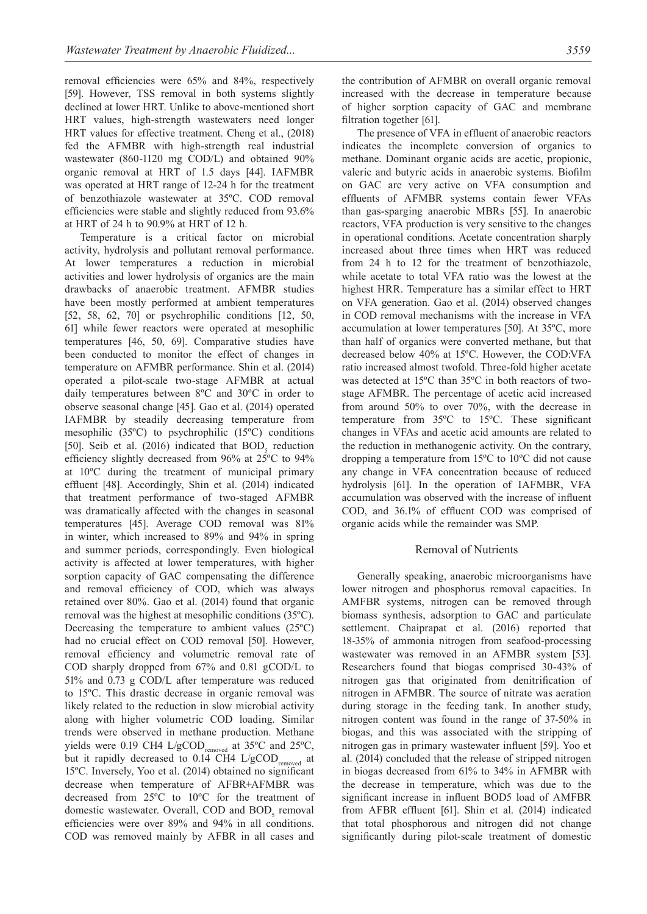removal efficiencies were 65% and 84%, respectively [59]. However, TSS removal in both systems slightly declined at lower HRT. Unlike to above-mentioned short HRT values, high-strength wastewaters need longer HRT values for effective treatment. Cheng et al., (2018) fed the AFMBR with high-strength real industrial wastewater (860-1120 mg COD/L) and obtained 90% organic removal at HRT of 1.5 days [44]. IAFMBR was operated at HRT range of 12-24 h for the treatment of benzothiazole wastewater at 35ºC. COD removal efficiencies were stable and slightly reduced from 93.6% at HRT of 24 h to 90.9% at HRT of 12 h.

Temperature is a critical factor on microbial activity, hydrolysis and pollutant removal performance. At lower temperatures a reduction in microbial activities and lower hydrolysis of organics are the main drawbacks of anaerobic treatment. AFMBR studies have been mostly performed at ambient temperatures [52, 58, 62, 70] or psychrophilic conditions [12, 50, 61] while fewer reactors were operated at mesophilic temperatures [46, 50, 69]. Comparative studies have been conducted to monitor the effect of changes in temperature on AFMBR performance. Shin et al. (2014) operated a pilot-scale two-stage AFMBR at actual daily temperatures between 8ºC and 30ºC in order to observe seasonal change [45]. Gao et al. (2014) operated IAFMBR by steadily decreasing temperature from mesophilic (35ºC) to psychrophilic (15ºC) conditions [50]. Seib et al. (2016) indicated that $BOD_5$ reduction efficiency slightly decreased from 96% at 25ºC to 94% at 10ºC during the treatment of municipal primary effluent [48]. Accordingly, Shin et al. (2014) indicated that treatment performance of two-staged AFMBR was dramatically affected with the changes in seasonal temperatures [45]. Average COD removal was 81% in winter, which increased to 89% and 94% in spring and summer periods, correspondingly. Even biological activity is affected at lower temperatures, with higher sorption capacity of GAC compensating the difference and removal efficiency of COD, which was always retained over 80%. Gao et al. (2014) found that organic removal was the highest at mesophilic conditions (35ºC). Decreasing the temperature to ambient values (25ºC) had no crucial effect on COD removal [50]. However, removal efficiency and volumetric removal rate of COD sharply dropped from 67% and 0.81 gCOD/L to 51% and 0.73 g COD/L after temperature was reduced to 15ºC. This drastic decrease in organic removal was likely related to the reduction in slow microbial activity along with higher volumetric COD loading. Similar trends were observed in methane production. Methane yields were 0.19 CH4 L/$gCOD_{removed}$ at 35ºC and 25ºC, but it rapidly decreased to 0.14 CH4 L/$gCOD_{removed}$ at 15ºC. Inversely, Yoo et al. (2014) obtained no significant decrease when temperature of AFBR+AFMBR was decreased from 25ºC to 10ºC for the treatment of domestic wastewater. Overall, COD and $BOD_5$ removal efficiencies were over 89% and 94% in all conditions. COD was removed mainly by AFBR in all cases and the contribution of AFMBR on overall organic removal increased with the decrease in temperature because of higher sorption capacity of GAC and membrane filtration together [61].

The presence of VFA in effluent of anaerobic reactors indicates the incomplete conversion of organics to methane. Dominant organic acids are acetic, propionic, valeric and butyric acids in anaerobic systems. Biofilm on GAC are very active on VFA consumption and effluents of AFMBR systems contain fewer VFAs than gas-sparging anaerobic MBRs [55]. In anaerobic reactors, VFA production is very sensitive to the changes in operational conditions. Acetate concentration sharply increased about three times when HRT was reduced from 24 h to 12 for the treatment of benzothiazole, while acetate to total VFA ratio was the lowest at the highest HRR. Temperature has a similar effect to HRT on VFA generation. Gao et al. (2014) observed changes in COD removal mechanisms with the increase in VFA accumulation at lower temperatures [50]. At 35ºC, more than half of organics were converted methane, but that decreased below 40% at 15ºC. However, the COD:VFA ratio increased almost twofold. Three-fold higher acetate was detected at 15ºC than 35ºC in both reactors of two-stage AFMBR. The percentage of acetic acid increased from around 50% to over 70%, with the decrease in temperature from 35ºC to 15ºC. These significant changes in VFAs and acetic acid amounts are related to the reduction in methanogenic activity. On the contrary, dropping a temperature from 15ºC to 10ºC did not cause any change in VFA concentration because of reduced hydrolysis [61]. In the operation of IAFMBR, VFA accumulation was observed with the increase of influent COD, and 36.1% of effluent COD was comprised of organic acids while the remainder was SMP.

## Removal of Nutrients

Generally speaking, anaerobic microorganisms have lower nitrogen and phosphorus removal capacities. In AMFBR systems, nitrogen can be removed through biomass synthesis, adsorption to GAC and particulate settlement. Chaiprapat et al. (2016) reported that 18-35% of ammonia nitrogen from seafood-processing wastewater was removed in an AFMBR system [53]. Researchers found that biogas comprised 30-43% of nitrogen gas that originated from denitrification of nitrogen in AFMBR. The source of nitrate was aeration during storage in the feeding tank. In another study, nitrogen content was found in the range of 37-50% in biogas, and this was associated with the stripping of nitrogen gas in primary wastewater influent [59]. Yoo et al. (2014) concluded that the release of stripped nitrogen in biogas decreased from 61% to 34% in AFMBR with the decrease in temperature, which was due to the significant increase in influent BOD5 load of AMFBR from AFBR effluent [61]. Shin et al. (2014) indicated that total phosphorous and nitrogen did not change significantly during pilot-scale treatment of domestic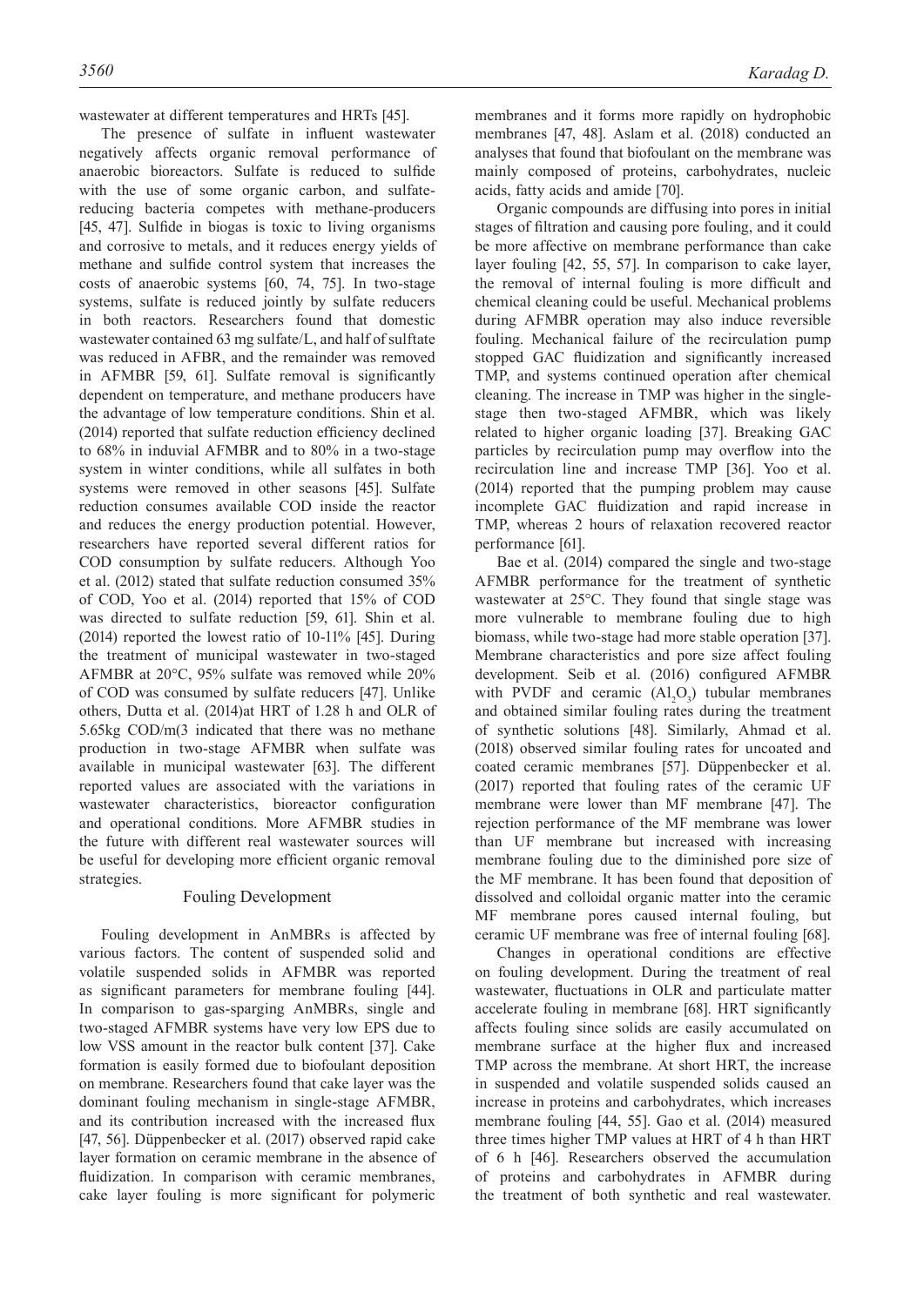wastewater at different temperatures and HRTs [45].

The presence of sulfate in influent wastewater negatively affects organic removal performance of anaerobic bioreactors. Sulfate is reduced to sulfide with the use of some organic carbon, and sulfate-reducing bacteria competes with methane-producers [45, 47]. Sulfide in biogas is toxic to living organisms and corrosive to metals, and it reduces energy yields of methane and sulfide control system that increases the costs of anaerobic systems [60, 74, 75]. In two-stage systems, sulfate is reduced jointly by sulfate reducers in both reactors. Researchers found that domestic wastewater contained 63 mg sulfate/L, and half of sulftate was reduced in AFBR, and the remainder was removed in AFMBR [59, 61]. Sulfate removal is significantly dependent on temperature, and methane producers have the advantage of low temperature conditions. Shin et al. (2014) reported that sulfate reduction efficiency declined to 68% in induvial AFMBR and to 80% in a two-stage system in winter conditions, while all sulfates in both systems were removed in other seasons [45]. Sulfate reduction consumes available COD inside the reactor and reduces the energy production potential. However, researchers have reported several different ratios for COD consumption by sulfate reducers. Although Yoo et al. (2012) stated that sulfate reduction consumed 35% of COD, Yoo et al. (2014) reported that 15% of COD was directed to sulfate reduction [59, 61]. Shin et al. (2014) reported the lowest ratio of 10-11% [45]. During the treatment of municipal wastewater in two-staged AFMBR at 20°C, 95% sulfate was removed while 20% of COD was consumed by sulfate reducers [47]. Unlike others, Dutta et al. (2014)at HRT of 1.28 h and OLR of 5.65kg COD/m(3 indicated that there was no methane production in two-stage AFMBR when sulfate was available in municipal wastewater [63]. The different reported values are associated with the variations in wastewater characteristics, bioreactor configuration and operational conditions. More AFMBR studies in the future with different real wastewater sources will be useful for developing more efficient organic removal strategies.

## Fouling Development

Fouling development in AnMBRs is affected by various factors. The content of suspended solid and volatile suspended solids in AFMBR was reported as significant parameters for membrane fouling [44]. In comparison to gas-sparging AnMBRs, single and two-staged AFMBR systems have very low EPS due to low VSS amount in the reactor bulk content [37]. Cake formation is easily formed due to biofoulant deposition on membrane. Researchers found that cake layer was the dominant fouling mechanism in single-stage AFMBR, and its contribution increased with the increased flux [47, 56]. Düppenbecker et al. (2017) observed rapid cake layer formation on ceramic membrane in the absence of fluidization. In comparison with ceramic membranes, cake layer fouling is more significant for polymeric membranes and it forms more rapidly on hydrophobic membranes [47, 48]. Aslam et al. (2018) conducted an analyses that found that biofoulant on the membrane was mainly composed of proteins, carbohydrates, nucleic acids, fatty acids and amide [70].

Organic compounds are diffusing into pores in initial stages of filtration and causing pore fouling, and it could be more affective on membrane performance than cake layer fouling [42, 55, 57]. In comparison to cake layer, the removal of internal fouling is more difficult and chemical cleaning could be useful. Mechanical problems during AFMBR operation may also induce reversible fouling. Mechanical failure of the recirculation pump stopped GAC fluidization and significantly increased TMP, and systems continued operation after chemical cleaning. The increase in TMP was higher in the single-stage then two-staged AFMBR, which was likely related to higher organic loading [37]. Breaking GAC particles by recirculation pump may overflow into the recirculation line and increase TMP [36]. Yoo et al. (2014) reported that the pumping problem may cause incomplete GAC fluidization and rapid increase in TMP, whereas 2 hours of relaxation recovered reactor performance [61].

Bae et al. (2014) compared the single and two-stage AFMBR performance for the treatment of synthetic wastewater at 25°C. They found that single stage was more vulnerable to membrane fouling due to high biomass, while two-stage had more stable operation [37]. Membrane characteristics and pore size affect fouling development. Seib et al. (2016) configured AFMBR with PVDF and ceramic ($Al_2O_3$) tubular membranes and obtained similar fouling rates during the treatment of synthetic solutions [48]. Similarly, Ahmad et al. (2018) observed similar fouling rates for uncoated and coated ceramic membranes [57]. Düppenbecker et al. (2017) reported that fouling rates of the ceramic UF membrane were lower than MF membrane [47]. The rejection performance of the MF membrane was lower than UF membrane but increased with increasing membrane fouling due to the diminished pore size of the MF membrane. It has been found that deposition of dissolved and colloidal organic matter into the ceramic MF membrane pores caused internal fouling, but ceramic UF membrane was free of internal fouling [68].

Changes in operational conditions are effective on fouling development. During the treatment of real wastewater, fluctuations in OLR and particulate matter accelerate fouling in membrane [68]. HRT significantly affects fouling since solids are easily accumulated on membrane surface at the higher flux and increased TMP across the membrane. At short HRT, the increase in suspended and volatile suspended solids caused an increase in proteins and carbohydrates, which increases membrane fouling [44, 55]. Gao et al. (2014) measured three times higher TMP values at HRT of 4 h than HRT of 6 h [46]. Researchers observed the accumulation of proteins and carbohydrates in AFMBR during the treatment of both synthetic and real wastewater.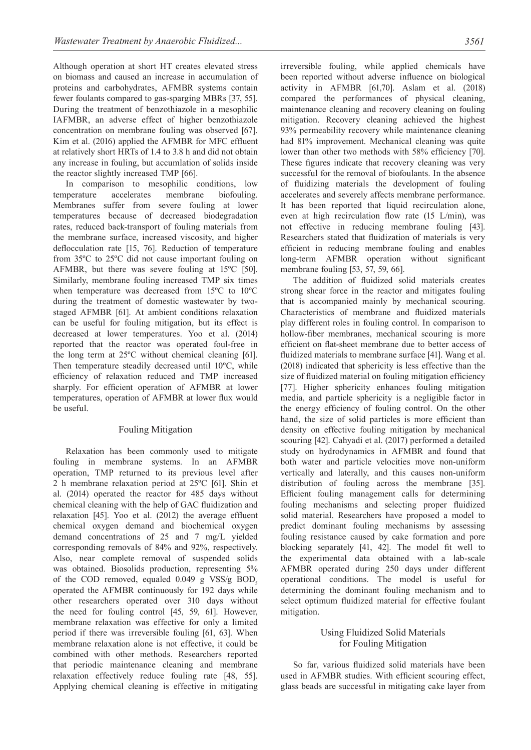Although operation at short HT creates elevated stress on biomass and caused an increase in accumulation of proteins and carbohydrates, AFMBR systems contain fewer foulants compared to gas-sparging MBRs [37, 55]. During the treatment of benzothiazole in a mesophilic IAFMBR, an adverse effect of higher benzothiazole concentration on membrane fouling was observed [67]. Kim et al. (2016) applied the AFMBR for MFC effluent at relatively short HRTs of 1.4 to 3.8 h and did not obtain any increase in fouling, but accumlation of solids inside the reactor slightly increased TMP [66].

In comparison to mesophilic conditions, low temperature accelerates membrane biofouling. Membranes suffer from severe fouling at lower temperatures because of decreased biodegradation rates, reduced back-transport of fouling materials from the membrane surface, increased viscosity, and higher deflocculation rate [15, 76]. Reduction of temperature from 35ºC to 25ºC did not cause important fouling on AFMBR, but there was severe fouling at 15ºC [50]. Similarly, membrane fouling increased TMP six times when temperature was decreased from 15ºC to 10ºC during the treatment of domestic wastewater by two-staged AFMBR [61]. At ambient conditions relaxation can be useful for fouling mitigation, but its effect is decreased at lower temperatures. Yoo et al. (2014) reported that the reactor was operated foul-free in the long term at 25ºC without chemical cleaning [61]. Then temperature steadily decreased until 10ºC, while efficiency of relaxation reduced and TMP increased sharply. For efficient operation of AFMBR at lower temperatures, operation of AFMBR at lower flux would be useful.

## Fouling Mitigation

Relaxation has been commonly used to mitigate fouling in membrane systems. In an AFMBR operation, TMP returned to its previous level after 2 h membrane relaxation period at 25ºC [61]. Shin et al. (2014) operated the reactor for 485 days without chemical cleaning with the help of GAC fluidization and relaxation [45]. Yoo et al. (2012) the average effluent chemical oxygen demand and biochemical oxygen demand concentrations of 25 and 7 mg/L yielded corresponding removals of 84% and 92%, respectively. Also, near complete removal of suspended solids was obtained. Biosolids production, representing 5% of the COD removed, equaled 0.049 g VSS/g $BOD_5$ operated the AFMBR continuously for 192 days while other researchers operated over 310 days without the need for fouling control [45, 59, 61]. However, membrane relaxation was effective for only a limited period if there was irreversible fouling [61, 63]. When membrane relaxation alone is not effective, it could be combined with other methods. Researchers reported that periodic maintenance cleaning and membrane relaxation effectively reduce fouling rate [48, 55]. Applying chemical cleaning is effective in mitigating irreversible fouling, while applied chemicals have been reported without adverse influence on biological activity in AFMBR [61,70]. Aslam et al. (2018) compared the performances of physical cleaning, maintenance cleaning and recovery cleaning on fouling mitigation. Recovery cleaning achieved the highest 93% permeability recovery while maintenance cleaning had 81% improvement. Mechanical cleaning was quite lower than other two methods with 58% efficiency [70]. These figures indicate that recovery cleaning was very successful for the removal of biofoulants. In the absence of fluidizing materials the development of fouling accelerates and severely affects membrane performance. It has been reported that liquid recirculation alone, even at high recirculation flow rate (15 L/min), was not effective in reducing membrane fouling [43]. Researchers stated that fluidization of materials is very efficient in reducing membrane fouling and enables long-term AFMBR operation without significant membrane fouling [53, 57, 59, 66].

The addition of fluidized solid materials creates strong shear force in the reactor and mitigates fouling that is accompanied mainly by mechanical scouring. Characteristics of membrane and fluidized materials play different roles in fouling control. In comparison to hollow-fiber membranes, mechanical scouring is more efficient on flat-sheet membrane due to better access of fluidized materials to membrane surface [41]. Wang et al. (2018) indicated that sphericity is less effective than the size of fluidized material on fouling mitigation efficiency [77]. Higher sphericity enhances fouling mitigation media, and particle sphericity is a negligible factor in the energy efficiency of fouling control. On the other hand, the size of solid particles is more efficient than density on effective fouling mitigation by mechanical scouring [42]. Cahyadi et al. (2017) performed a detailed study on hydrodynamics in AFMBR and found that both water and particle velocities move non-uniform vertically and laterally, and this causes non-uniform distribution of fouling across the membrane [35]. Efficient fouling management calls for determining fouling mechanisms and selecting proper fluidized solid material. Researchers have proposed a model to predict dominant fouling mechanisms by assessing fouling resistance caused by cake formation and pore blocking separately [41, 42]. The model fit well to the experimental data obtained with a lab-scale AFMBR operated during 250 days under different operational conditions. The model is useful for determining the dominant fouling mechanism and to select optimum fluidized material for effective foulant mitigation.

## Using Fluidized Solid Materials for Fouling Mitigation

So far, various fluidized solid materials have been used in AFMBR studies. With efficient scouring effect, glass beads are successful in mitigating cake layer from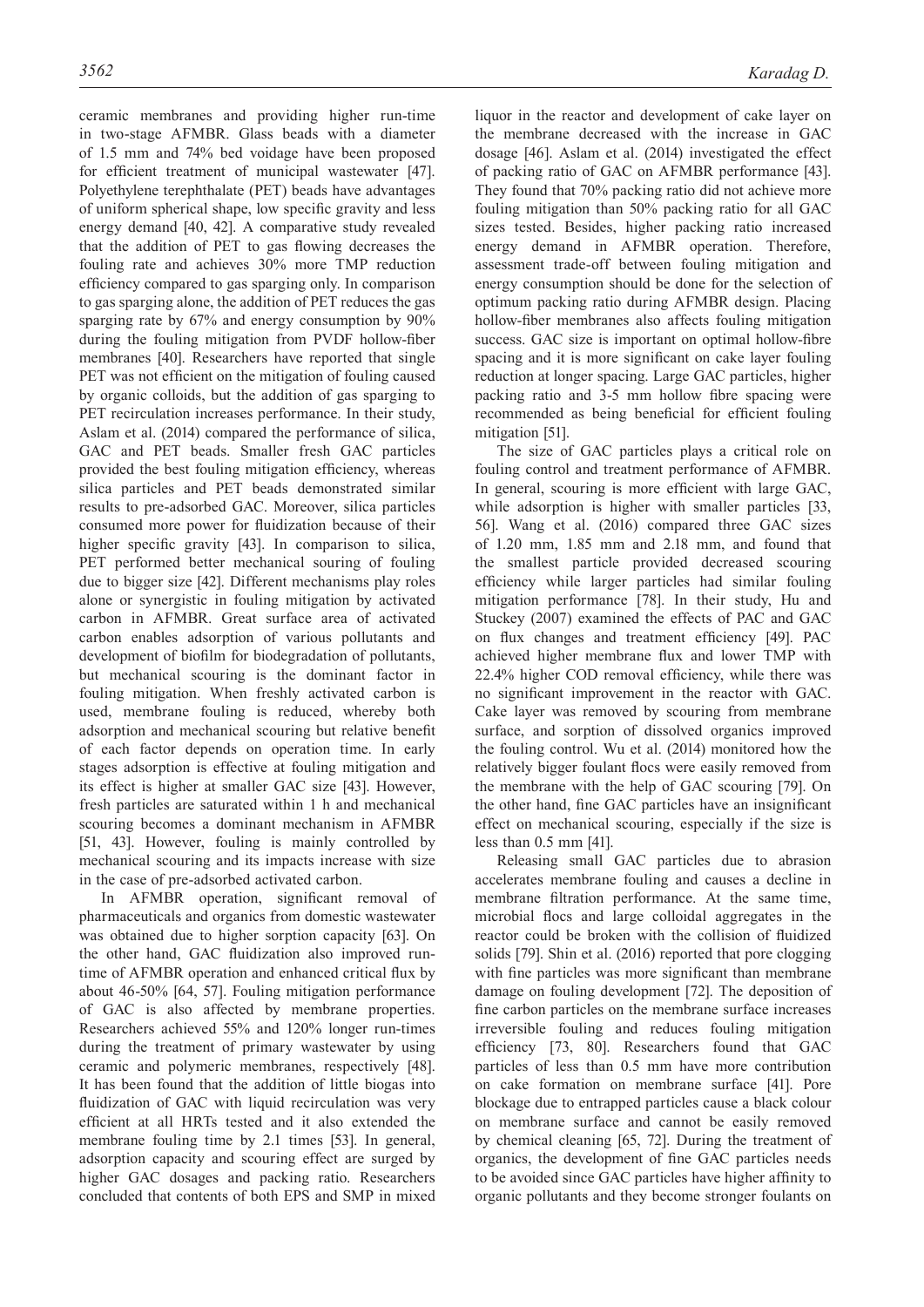ceramic membranes and providing higher run-time in two-stage AFMBR. Glass beads with a diameter of 1.5 mm and 74% bed voidage have been proposed for efficient treatment of municipal wastewater [47]. Polyethylene terephthalate (PET) beads have advantages of uniform spherical shape, low specific gravity and less energy demand [40, 42]. A comparative study revealed that the addition of PET to gas flowing decreases the fouling rate and achieves 30% more TMP reduction efficiency compared to gas sparging only. In comparison to gas sparging alone, the addition of PET reduces the gas sparging rate by 67% and energy consumption by 90% during the fouling mitigation from PVDF hollow-fiber membranes [40]. Researchers have reported that single PET was not efficient on the mitigation of fouling caused by organic colloids, but the addition of gas sparging to PET recirculation increases performance. In their study, Aslam et al. (2014) compared the performance of silica, GAC and PET beads. Smaller fresh GAC particles provided the best fouling mitigation efficiency, whereas silica particles and PET beads demonstrated similar results to pre-adsorbed GAC. Moreover, silica particles consumed more power for fluidization because of their higher specific gravity [43]. In comparison to silica, PET performed better mechanical souring of fouling due to bigger size [42]. Different mechanisms play roles alone or synergistic in fouling mitigation by activated carbon in AFMBR. Great surface area of activated carbon enables adsorption of various pollutants and development of biofilm for biodegradation of pollutants, but mechanical scouring is the dominant factor in fouling mitigation. When freshly activated carbon is used, membrane fouling is reduced, whereby both adsorption and mechanical scouring but relative benefit of each factor depends on operation time. In early stages adsorption is effective at fouling mitigation and its effect is higher at smaller GAC size [43]. However, fresh particles are saturated within 1 h and mechanical scouring becomes a dominant mechanism in AFMBR [51, 43]. However, fouling is mainly controlled by mechanical scouring and its impacts increase with size in the case of pre-adsorbed activated carbon.

In AFMBR operation, significant removal of pharmaceuticals and organics from domestic wastewater was obtained due to higher sorption capacity [63]. On the other hand, GAC fluidization also improved run-time of AFMBR operation and enhanced critical flux by about 46-50% [64, 57]. Fouling mitigation performance of GAC is also affected by membrane properties. Researchers achieved 55% and 120% longer run-times during the treatment of primary wastewater by using ceramic and polymeric membranes, respectively [48]. It has been found that the addition of little biogas into fluidization of GAC with liquid recirculation was very efficient at all HRTs tested and it also extended the membrane fouling time by 2.1 times [53]. In general, adsorption capacity and scouring effect are surged by higher GAC dosages and packing ratio. Researchers concluded that contents of both EPS and SMP in mixed liquor in the reactor and development of cake layer on the membrane decreased with the increase in GAC dosage [46]. Aslam et al. (2014) investigated the effect of packing ratio of GAC on AFMBR performance [43]. They found that 70% packing ratio did not achieve more fouling mitigation than 50% packing ratio for all GAC sizes tested. Besides, higher packing ratio increased energy demand in AFMBR operation. Therefore, assessment trade-off between fouling mitigation and energy consumption should be done for the selection of optimum packing ratio during AFMBR design. Placing hollow-fiber membranes also affects fouling mitigation success. GAC size is important on optimal hollow-fibre spacing and it is more significant on cake layer fouling reduction at longer spacing. Large GAC particles, higher packing ratio and 3-5 mm hollow fibre spacing were recommended as being beneficial for efficient fouling mitigation [51].

The size of GAC particles plays a critical role on fouling control and treatment performance of AFMBR. In general, scouring is more efficient with large GAC, while adsorption is higher with smaller particles [33, 56]. Wang et al. (2016) compared three GAC sizes of 1.20 mm, 1.85 mm and 2.18 mm, and found that the smallest particle provided decreased scouring efficiency while larger particles had similar fouling mitigation performance [78]. In their study, Hu and Stuckey (2007) examined the effects of PAC and GAC on flux changes and treatment efficiency [49]. PAC achieved higher membrane flux and lower TMP with 22.4% higher COD removal efficiency, while there was no significant improvement in the reactor with GAC. Cake layer was removed by scouring from membrane surface, and sorption of dissolved organics improved the fouling control. Wu et al. (2014) monitored how the relatively bigger foulant flocs were easily removed from the membrane with the help of GAC scouring [79]. On the other hand, fine GAC particles have an insignificant effect on mechanical scouring, especially if the size is less than 0.5 mm [41].

Releasing small GAC particles due to abrasion accelerates membrane fouling and causes a decline in membrane filtration performance. At the same time, microbial flocs and large colloidal aggregates in the reactor could be broken with the collision of fluidized solids [79]. Shin et al. (2016) reported that pore clogging with fine particles was more significant than membrane damage on fouling development [72]. The deposition of fine carbon particles on the membrane surface increases irreversible fouling and reduces fouling mitigation efficiency [73, 80]. Researchers found that GAC particles of less than 0.5 mm have more contribution on cake formation on membrane surface [41]. Pore blockage due to entrapped particles cause a black colour on membrane surface and cannot be easily removed by chemical cleaning [65, 72]. During the treatment of organics, the development of fine GAC particles needs to be avoided since GAC particles have higher affinity to organic pollutants and they become stronger foulants on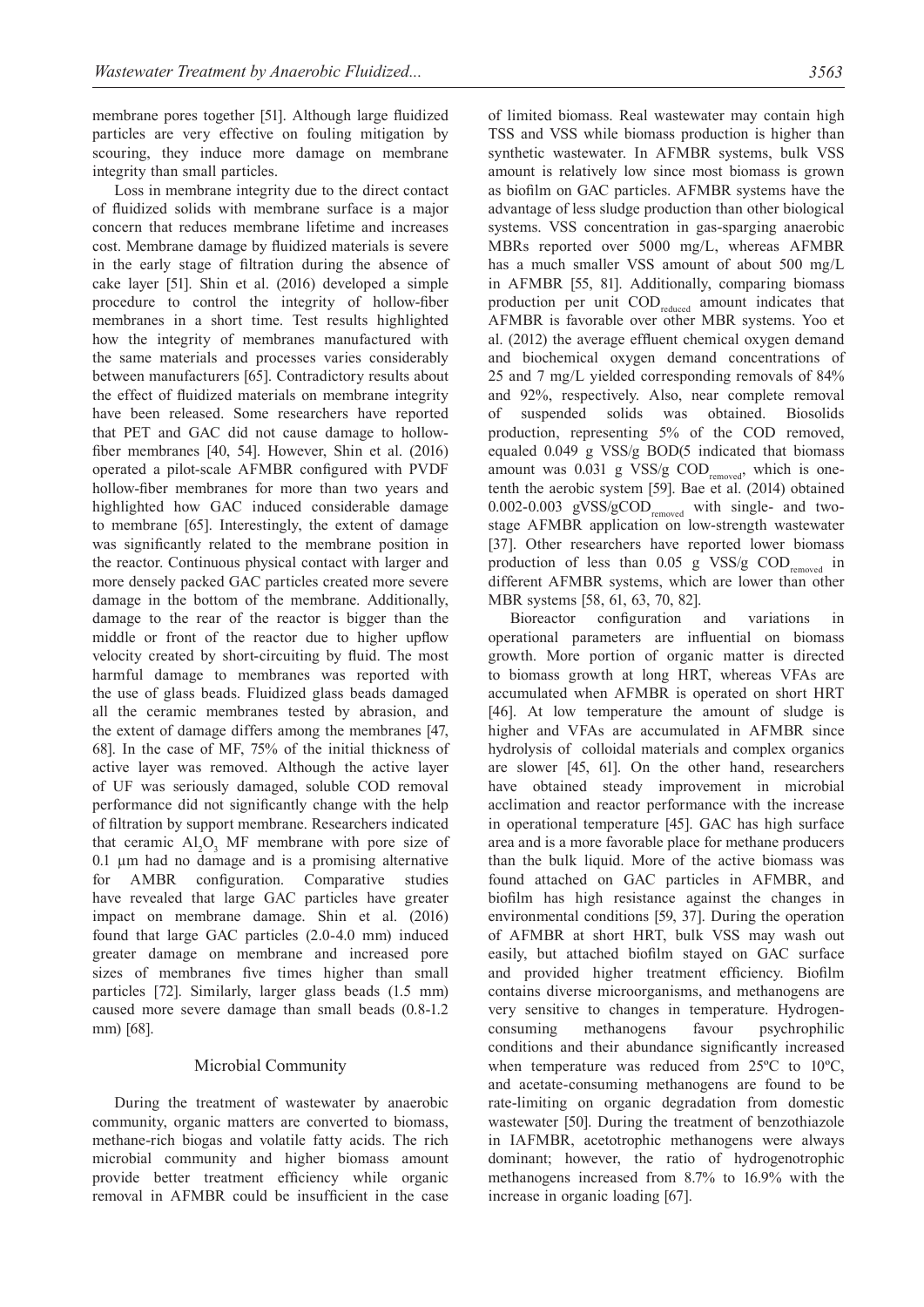membrane pores together [51]. Although large fluidized particles are very effective on fouling mitigation by scouring, they induce more damage on membrane integrity than small particles.

Loss in membrane integrity due to the direct contact of fluidized solids with membrane surface is a major concern that reduces membrane lifetime and increases cost. Membrane damage by fluidized materials is severe in the early stage of filtration during the absence of cake layer [51]. Shin et al. (2016) developed a simple procedure to control the integrity of hollow-fiber membranes in a short time. Test results highlighted how the integrity of membranes manufactured with the same materials and processes varies considerably between manufacturers [65]. Contradictory results about the effect of fluidized materials on membrane integrity have been released. Some researchers have reported that PET and GAC did not cause damage to hollow-fiber membranes [40, 54]. However, Shin et al. (2016) operated a pilot-scale AFMBR configured with PVDF hollow-fiber membranes for more than two years and highlighted how GAC induced considerable damage to membrane [65]. Interestingly, the extent of damage was significantly related to the membrane position in the reactor. Continuous physical contact with larger and more densely packed GAC particles created more severe damage in the bottom of the membrane. Additionally, damage to the rear of the reactor is bigger than the middle or front of the reactor due to higher upflow velocity created by short-circuiting by fluid. The most harmful damage to membranes was reported with the use of glass beads. Fluidized glass beads damaged all the ceramic membranes tested by abrasion, and the extent of damage differs among the membranes [47, 68]. In the case of MF, 75% of the initial thickness of active layer was removed. Although the active layer of UF was seriously damaged, soluble COD removal performance did not significantly change with the help of filtration by support membrane. Researchers indicated that ceramic $Al_2O_3$ MF membrane with pore size of 0.1 µm had no damage and is a promising alternative for AMBR configuration. Comparative studies have revealed that large GAC particles have greater impact on membrane damage. Shin et al. (2016) found that large GAC particles (2.0-4.0 mm) induced greater damage on membrane and increased pore sizes of membranes five times higher than small particles [72]. Similarly, larger glass beads (1.5 mm) caused more severe damage than small beads (0.8-1.2 mm) [68].

## Microbial Community

During the treatment of wastewater by anaerobic community, organic matters are converted to biomass, methane-rich biogas and volatile fatty acids. The rich microbial community and higher biomass amount provide better treatment efficiency while organic removal in AFMBR could be insufficient in the case of limited biomass. Real wastewater may contain high TSS and VSS while biomass production is higher than synthetic wastewater. In AFMBR systems, bulk VSS amount is relatively low since most biomass is grown as biofilm on GAC particles. AFMBR systems have the advantage of less sludge production than other biological systems. VSS concentration in gas-sparging anaerobic MBRs reported over 5000 mg/L, whereas AFMBR has a much smaller VSS amount of about 500 mg/L in AFMBR [55, 81]. Additionally, comparing biomass production per unit $COD_{reduced}$ amount indicates that AFMBR is favorable over other MBR systems. Yoo et al. (2012) the average effluent chemical oxygen demand and biochemical oxygen demand concentrations of 25 and 7 mg/L yielded corresponding removals of 84% and 92%, respectively. Also, near complete removal of suspended solids was obtained. Biosolids production, representing 5% of the COD removed, equaled 0.049 g VSS/g BOD(5 indicated that biomass amount was 0.031 g VSS/g $COD_{removed}$, which is one-tenth the aerobic system [59]. Bae et al. (2014) obtained 0.002-0.003 gVSS/g$COD_{removed}$ with single- and two-stage AFMBR application on low-strength wastewater [37]. Other researchers have reported lower biomass production of less than 0.05 g VSS/g $COD_{removed}$ in different AFMBR systems, which are lower than other MBR systems [58, 61, 63, 70, 82].

Bioreactor configuration and variations in operational parameters are influential on biomass growth. More portion of organic matter is directed to biomass growth at long HRT, whereas VFAs are accumulated when AFMBR is operated on short HRT [46]. At low temperature the amount of sludge is higher and VFAs are accumulated in AFMBR since hydrolysis of colloidal materials and complex organics are slower [45, 61]. On the other hand, researchers have obtained steady improvement in microbial acclimation and reactor performance with the increase in operational temperature [45]. GAC has high surface area and is a more favorable place for methane producers than the bulk liquid. More of the active biomass was found attached on GAC particles in AFMBR, and biofilm has high resistance against the changes in environmental conditions [59, 37]. During the operation of AFMBR at short HRT, bulk VSS may wash out easily, but attached biofilm stayed on GAC surface and provided higher treatment efficiency. Biofilm contains diverse microorganisms, and methanogens are very sensitive to changes in temperature. Hydrogen-consuming methanogens favour psychrophilic conditions and their abundance significantly increased when temperature was reduced from 25ºC to 10ºC, and acetate-consuming methanogens are found to be rate-limiting on organic degradation from domestic wastewater [50]. During the treatment of benzothiazole in IAFMBR, acetotrophic methanogens were always dominant; however, the ratio of hydrogenotrophic methanogens increased from 8.7% to 16.9% with the increase in organic loading [67].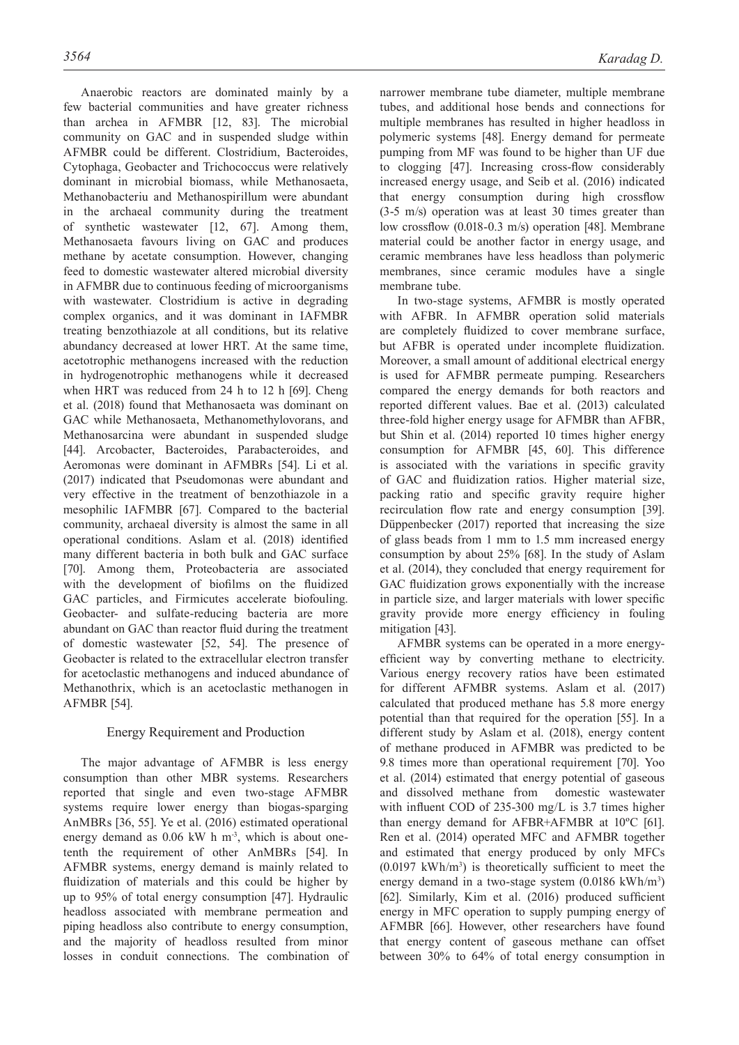Anaerobic reactors are dominated mainly by a few bacterial communities and have greater richness than archea in AFMBR [12, 83]. The microbial community on GAC and in suspended sludge within AFMBR could be different. Clostridium, Bacteroides, Cytophaga, Geobacter and Trichococcus were relatively dominant in microbial biomass, while Methanosaeta, Methanobacteriu and Methanospirillum were abundant in the archaeal community during the treatment of synthetic wastewater [12, 67]. Among them, Methanosaeta favours living on GAC and produces methane by acetate consumption. However, changing feed to domestic wastewater altered microbial diversity in AFMBR due to continuous feeding of microorganisms with wastewater. Clostridium is active in degrading complex organics, and it was dominant in IAFMBR treating benzothiazole at all conditions, but its relative abundancy decreased at lower HRT. At the same time, acetotrophic methanogens increased with the reduction in hydrogenotrophic methanogens while it decreased when HRT was reduced from 24 h to 12 h [69]. Cheng et al. (2018) found that Methanosaeta was dominant on GAC while Methanosaeta, Methanomethylovorans, and Methanosarcina were abundant in suspended sludge [44]. Arcobacter, Bacteroides, Parabacteroides, and Aeromonas were dominant in AFMBRs [54]. Li et al. (2017) indicated that Pseudomonas were abundant and very effective in the treatment of benzothiazole in a mesophilic IAFMBR [67]. Compared to the bacterial community, archaeal diversity is almost the same in all operational conditions. Aslam et al. (2018) identified many different bacteria in both bulk and GAC surface [70]. Among them, Proteobacteria are associated with the development of biofilms on the fluidized GAC particles, and Firmicutes accelerate biofouling. Geobacter- and sulfate-reducing bacteria are more abundant on GAC than reactor fluid during the treatment of domestic wastewater [52, 54]. The presence of Geobacter is related to the extracellular electron transfer for acetoclastic methanogens and induced abundance of Methanothrix, which is an acetoclastic methanogen in AFMBR [54].

## Energy Requirement and Production

The major advantage of AFMBR is less energy consumption than other MBR systems. Researchers reported that single and even two-stage AFMBR systems require lower energy than biogas-sparging AnMBRs [36, 55]. Ye et al. (2016) estimated operational energy demand as 0.06 kW h $m^{-3}$, which is about one-tenth the requirement of other AnMBRs [54]. In AFMBR systems, energy demand is mainly related to fluidization of materials and this could be higher by up to 95% of total energy consumption [47]. Hydraulic headloss associated with membrane permeation and piping headloss also contribute to energy consumption, and the majority of headloss resulted from minor losses in conduit connections. The combination of narrower membrane tube diameter, multiple membrane tubes, and additional hose bends and connections for multiple membranes has resulted in higher headloss in polymeric systems [48]. Energy demand for permeate pumping from MF was found to be higher than UF due to clogging [47]. Increasing cross-flow considerably increased energy usage, and Seib et al. (2016) indicated that energy consumption during high crossflow (3-5 m/s) operation was at least 30 times greater than low crossflow (0.018-0.3 m/s) operation [48]. Membrane material could be another factor in energy usage, and ceramic membranes have less headloss than polymeric membranes, since ceramic modules have a single membrane tube.

In two-stage systems, AFMBR is mostly operated with AFBR. In AFMBR operation solid materials are completely fluidized to cover membrane surface, but AFBR is operated under incomplete fluidization. Moreover, a small amount of additional electrical energy is used for AFMBR permeate pumping. Researchers compared the energy demands for both reactors and reported different values. Bae et al. (2013) calculated three-fold higher energy usage for AFMBR than AFBR, but Shin et al. (2014) reported 10 times higher energy consumption for AFMBR [45, 60]. This difference is associated with the variations in specific gravity of GAC and fluidization ratios. Higher material size, packing ratio and specific gravity require higher recirculation flow rate and energy consumption [39]. Düppenbecker (2017) reported that increasing the size of glass beads from 1 mm to 1.5 mm increased energy consumption by about 25% [68]. In the study of Aslam et al. (2014), they concluded that energy requirement for GAC fluidization grows exponentially with the increase in particle size, and larger materials with lower specific gravity provide more energy efficiency in fouling mitigation [43].

AFMBR systems can be operated in a more energy-efficient way by converting methane to electricity. Various energy recovery ratios have been estimated for different AFMBR systems. Aslam et al. (2017) calculated that produced methane has 5.8 more energy potential than that required for the operation [55]. In a different study by Aslam et al. (2018), energy content of methane produced in AFMBR was predicted to be 9.8 times more than operational requirement [70]. Yoo et al. (2014) estimated that energy potential of gaseous and dissolved methane from domestic wastewater with influent COD of 235-300 mg/L is 3.7 times higher than energy demand for AFBR+AFMBR at 10ºC [61]. Ren et al. (2014) operated MFC and AFMBR together and estimated that energy produced by only MFCs (0.0197 kWh/$m^3$) is theoretically sufficient to meet the energy demand in a two-stage system (0.0186 kWh/$m^3$) [62]. Similarly, Kim et al. (2016) produced sufficient energy in MFC operation to supply pumping energy of AFMBR [66]. However, other researchers have found that energy content of gaseous methane can offset between 30% to 64% of total energy consumption in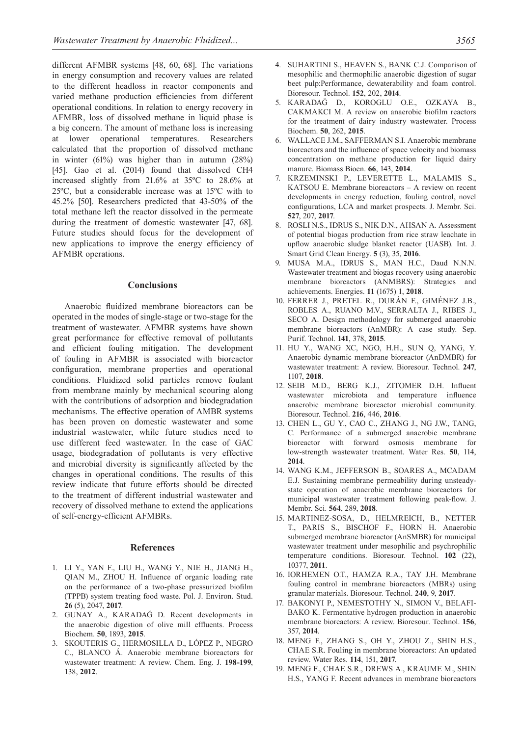different AFMBR systems [48, 60, 68]. The variations in energy consumption and recovery values are related to the different headloss in reactor components and varied methane production efficiencies from different operational conditions. In relation to energy recovery in AFMBR, loss of dissolved methane in liquid phase is a big concern. The amount of methane loss is increasing at lower operational temperatures. Researchers calculated that the proportion of dissolved methane in winter (61%) was higher than in autumn (28%) [45]. Gao et al. (2014) found that dissolved CH4 increased slightly from 21.6% at 35ºC to 28.6% at 25ºC, but a considerable increase was at 15ºC with to 45.2% [50]. Researchers predicted that 43-50% of the total methane left the reactor dissolved in the permeate during the treatment of domestic wastewater [47, 68]. Future studies should focus for the development of new applications to improve the energy efficiency of AFMBR operations.

## Conclusions

Anaerobic fluidized membrane bioreactors can be operated in the modes of single-stage or two-stage for the treatment of wastewater. AFMBR systems have shown great performance for effective removal of pollutants and efficient fouling mitigation. The development of fouling in AFMBR is associated with bioreactor configuration, membrane properties and operational conditions. Fluidized solid particles remove foulant from membrane mainly by mechanical scouring along with the contributions of adsorption and biodegradation mechanisms. The effective operation of AMBR systems has been proven on domestic wastewater and some industrial wastewater, while future studies need to use different feed wastewater. In the case of GAC usage, biodegradation of pollutants is very effective and microbial diversity is significantly affected by the changes in operational conditions. The results of this review indicate that future efforts should be directed to the treatment of different industrial wastewater and recovery of dissolved methane to extend the applications of self-energy-efficient AFMBRs.

## References

1. LI Y., YAN F., LIU H., WANG Y., NIE H., JIANG H., QIAN M., ZHOU H. Influence of organic loading rate on the performance of a two-phase pressurized biofilm (TPPB) system treating food waste. Pol. J. Environ. Stud. **26** (5), 2047, **2017**.
2. GUNAY A., KARADAĞ D. Recent developments in the anaerobic digestion of olive mill effluents. Process Biochem. **50**, 1893, **2015**.
3. SKOUTERIS G., HERMOSILLA D., LÓPEZ P., NEGRO C., BLANCO Á. Anaerobic membrane bioreactors for wastewater treatment: A review. Chem. Eng. J. **198-199**, 138, **2012**.
4. SUHARTINI S., HEAVEN S., BANK C.J. Comparison of mesophilic and thermophilic anaerobic digestion of sugar beet pulp:Performance, dewaterability and foam control. Bioresour. Technol. **152**, 202, **2014**.
5. KARADAĞ D., KOROGLU O.E., OZKAYA B., CAKMAKCI M. A review on anaerobic biofilm reactors for the treatment of dairy industry wastewater. Process Biochem. **50**, 262, **2015**.
6. WALLACE J.M., SAFFERMAN S.I. Anaerobic membrane bioreactors and the influence of space velocity and biomass concentration on methane production for liquid dairy manure. Biomass Bioen. **66**, 143, **2014**.
7. KRZEMINSKI P., LEVERETTE L., MALAMIS S., KATSOU E. Membrane bioreactors – A review on recent developments in energy reduction, fouling control, novel configurations, LCA and market prospects. J. Membr. Sci. **527**, 207, **2017**.
8. ROSLI N.S., IDRUS S., NIK D.N., AHSAN A. Assessment of potential biogas production from rice straw leachate in upflow anaerobic sludge blanket reactor (UASB). Int. J. Smart Grid Clean Energy. **5** (3), 35, **2016**.
9. MUSA M.A., IDRUS S., MAN H.C., Daud N.N.N. Wastewater treatment and biogas recovery using anaerobic membrane bioreactors (ANMBRS): Strategies and achievements. Energies. **11** (1675) 1, **2018**.
10. FERRER J., PRETEL R., DURÁN F., GIMÉNEZ J.B., ROBLES A., RUANO M.V., SERRALTA J., RIBES J., SECO A. Design methodology for submerged anaerobic membrane bioreactors (AnMBR): A case study. Sep. Purif. Technol. **141**, 378, **2015**.
11. HU Y., WANG XC, NGO, H.H., SUN Q, YANG, Y. Anaerobic dynamic membrane bioreactor (AnDMBR) for wastewater treatment: A review. Bioresour. Technol. **247**, 1107, **2018**.
12. SEIB M.D., BERG K.J., ZITOMER D.H. Influent wastewater microbiota and temperature influence anaerobic membrane bioreactor microbial community. Bioresour. Technol. **216**, 446, **2016**.
13. CHEN L., GU Y., CAO C., ZHANG J., NG J.W., TANG, C. Performance of a submerged anaerobic membrane bioreactor with forward osmosis membrane for low-strength wastewater treatment. Water Res. **50**, 114, **2014**.
14. WANG K.M., JEFFERSON B., SOARES A., MCADAM E.J. Sustaining membrane permeability during unsteady-state operation of anaerobic membrane bioreactors for municipal wastewater treatment following peak-flow. J. Membr. Sci. **564**, 289, **2018**.
15. MARTINEZ-SOSA, D., HELMREICH, B., NETTER T., PARIS S., BISCHOF F., HORN H. Anaerobic submerged membrane bioreactor (AnSMBR) for municipal wastewater treatment under mesophilic and psychrophilic temperature conditions. Bioresour. Technol. **102** (22), 10377, **2011**.
16. IORHEMEN O.T., HAMZA R.A., TAY J.H. Membrane fouling control in membrane bioreactors (MBRs) using granular materials. Bioresour. Technol. **240**, 9, **2017**.
17. BAKONYI P., NEMESTOTHY N., SIMON V., BELAFI-BAKO K. Fermentative hydrogen production in anaerobic membrane bioreactors: A review. Bioresour. Technol. **156**, 357, **2014**.
18. MENG F., ZHANG S., OH Y., ZHOU Z., SHIN H.S., CHAE S.R. Fouling in membrane bioreactors: An updated review. Water Res. **114**, 151, **2017**.
19. MENG F., CHAE S.R., DREWS A., KRAUME M., SHIN H.S., YANG F. Recent advances in membrane bioreactors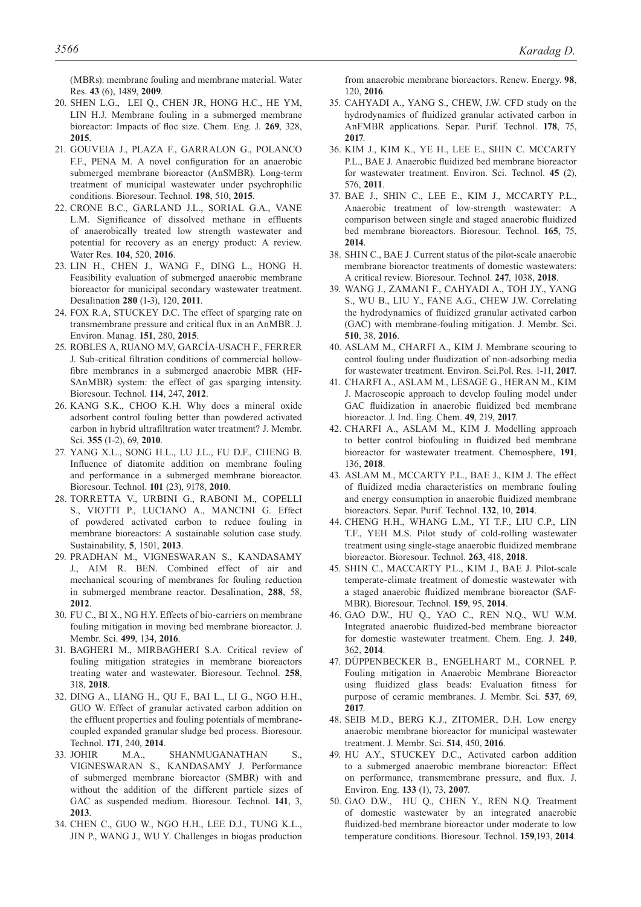(MBRs): membrane fouling and membrane material. Water Res. **43** (6), 1489, **2009**.

20. SHEN L.G., LEI Q., CHEN JR, HONG H.C., HE YM, LIN H.J. Membrane fouling in a submerged membrane bioreactor: Impacts of floc size. Chem. Eng. J. **269**, 328, **2015**.
21. GOUVEIA J., PLAZA F., GARRALON G., POLANCO F.F., PENA M. A novel configuration for an anaerobic submerged membrane bioreactor (AnSMBR). Long-term treatment of municipal wastewater under psychrophilic conditions. Bioresour. Technol. **198**, 510, **2015**.
22. CRONE B.C., GARLAND J.L., SORIAL G.A., VANE L.M. Significance of dissolved methane in effluents of anaerobically treated low strength wastewater and potential for recovery as an energy product: A review. Water Res. **104**, 520, **2016**.
23. LIN H., CHEN J., WANG F., DING L., HONG H. Feasibility evaluation of submerged anaerobic membrane bioreactor for municipal secondary wastewater treatment. Desalination **280** (1-3), 120, **2011**.
24. FOX R.A, STUCKEY D.C. The effect of sparging rate on transmembrane pressure and critical flux in an AnMBR. J. Environ. Manag. **151**, 280, **2015**.
25. ROBLES A, RUANO M.V, GARCÍA-USACH F., FERRER J. Sub-critical filtration conditions of commercial hollow-fibre membranes in a submerged anaerobic MBR (HF-SAnMBR) system: the effect of gas sparging intensity. Bioresour. Technol. **114**, 247, **2012**.
26. KANG S.K., CHOO K.H. Why does a mineral oxide adsorbent control fouling better than powdered activated carbon in hybrid ultrafiltration water treatment? J. Membr. Sci. **355** (1-2), 69, **2010**.
27. YANG X.L., SONG H.L., LU J.L., FU D.F., CHENG B. Influence of diatomite addition on membrane fouling and performance in a submerged membrane bioreactor. Bioresour. Technol. **101** (23), 9178, **2010**.
28. TORRETTA V., URBINI G., RABONI M., COPELLI S., VIOTTI P., LUCIANO A., MANCINI G. Effect of powdered activated carbon to reduce fouling in membrane bioreactors: A sustainable solution case study. Sustainability, **5**, 1501, **2013**.
29. PRADHAN M., VIGNESWARAN S., KANDASAMY J., AIM R. BEN. Combined effect of air and mechanical scouring of membranes for fouling reduction in submerged membrane reactor. Desalination, **288**, 58, **2012**.
30. FU C., BI X., NG H.Y. Effects of bio-carriers on membrane fouling mitigation in moving bed membrane bioreactor. J. Membr. Sci. **499**, 134, **2016**.
31. BAGHERI M., MIRBAGHERI S.A. Critical review of fouling mitigation strategies in membrane bioreactors treating water and wastewater. Bioresour. Technol. **258**, 318, **2018**.
32. DING A., LIANG H., QU F., BAI L., LI G., NGO H.H., GUO W. Effect of granular activated carbon addition on the effluent properties and fouling potentials of membrane-coupled expanded granular sludge bed process. Bioresour. Technol. **171**, 240, **2014**.
33. JOHIR M.A., SHANMUGANATHAN S., VIGNESWARAN S., KANDASAMY J. Performance of submerged membrane bioreactor (SMBR) with and without the addition of the different particle sizes of GAC as suspended medium. Bioresour. Technol. **141**, 3, **2013**.
34. CHEN C., GUO W., NGO H.H., LEE D.J., TUNG K.L., JIN P., WANG J., WU Y. Challenges in biogas production from anaerobic membrane bioreactors. Renew. Energy. **98**, 120, **2016**.
35. CAHYADI A., YANG S., CHEW, J.W. CFD study on the hydrodynamics of fluidized granular activated carbon in AnFMBR applications. Separ. Purif. Technol. **178**, 75, **2017**.
36. KIM J., KIM K., YE H., LEE E., SHIN C. MCCARTY P.L., BAE J. Anaerobic fluidized bed membrane bioreactor for wastewater treatment. Environ. Sci. Technol. **45** (2), 576, **2011**.
37. BAE J., SHIN C., LEE E., KIM J., MCCARTY P.L., Anaerobic treatment of low-strength wastewater: A comparison between single and staged anaerobic fluidized bed membrane bioreactors. Bioresour. Technol. **165**, 75, **2014**.
38. SHIN C., BAE J. Current status of the pilot-scale anaerobic membrane bioreactor treatments of domestic wastewaters: A critical review. Bioresour. Technol. **247**, 1038, **2018**.
39. WANG J., ZAMANI F., CAHYADI A., TOH J.Y., YANG S., WU B., LIU Y., FANE A.G., CHEW J.W. Correlating the hydrodynamics of fluidized granular activated carbon (GAC) with membrane-fouling mitigation. J. Membr. Sci. **510**, 38, **2016**.
40. ASLAM M., CHARFI A., KIM J. Membrane scouring to control fouling under fluidization of non-adsorbing media for wastewater treatment. Environ. Sci.Pol. Res. 1-11, **2017**.
41. CHARFI A., ASLAM M., LESAGE G., HERAN M., KIM J. Macroscopic approach to develop fouling model under GAC fluidization in anaerobic fluidized bed membrane bioreactor. J. Ind. Eng. Chem. **49**, 219, **2017**.
42. CHARFI A., ASLAM M., KIM J. Modelling approach to better control biofouling in fluidized bed membrane bioreactor for wastewater treatment. Chemosphere, **191**, 136, **2018**.
43. ASLAM M., MCCARTY P.L., BAE J., KIM J. The effect of fluidized media characteristics on membrane fouling and energy consumption in anaerobic fluidized membrane bioreactors. Separ. Purif. Technol. **132**, 10, **2014**.
44. CHENG H.H., WHANG L.M., YI T.F., LIU C.P., LIN T.F., YEH M.S. Pilot study of cold-rolling wastewater treatment using single-stage anaerobic fluidized membrane bioreactor. Bioresour. Technol. **263**, 418, **2018**.
45. SHIN C., MACCARTY P.L., KIM J., BAE J. Pilot-scale temperate-climate treatment of domestic wastewater with a staged anaerobic fluidized membrane bioreactor (SAF-MBR). Bioresour. Technol. **159**, 95, **2014**.
46. GAO D.W., HU Q., YAO C., REN N.Q., WU W.M. Integrated anaerobic fluidized-bed membrane bioreactor for domestic wastewater treatment. Chem. Eng. J. **240**, 362, **2014**.
47. DÜPPENBECKER B., ENGELHART M., CORNEL P. Fouling mitigation in Anaerobic Membrane Bioreactor using fluidized glass beads: Evaluation fitness for purpose of ceramic membranes. J. Membr. Sci. **537**, 69, **2017**.
48. SEIB M.D., BERG K.J., ZITOMER, D.H. Low energy anaerobic membrane bioreactor for municipal wastewater treatment. J. Membr. Sci. **514**, 450, **2016**.
49. HU A.Y., STUCKEY D.C., Activated carbon addition to a submerged anaerobic membrane bioreactor: Effect on performance, transmembrane pressure, and flux. J. Environ. Eng. **133** (1), 73, **2007**.
50. GAO D.W., HU Q., CHEN Y., REN N.Q. Treatment of domestic wastewater by an integrated anaerobic fluidized-bed membrane bioreactor under moderate to low temperature conditions. Bioresour. Technol. **159**,193, **2014**.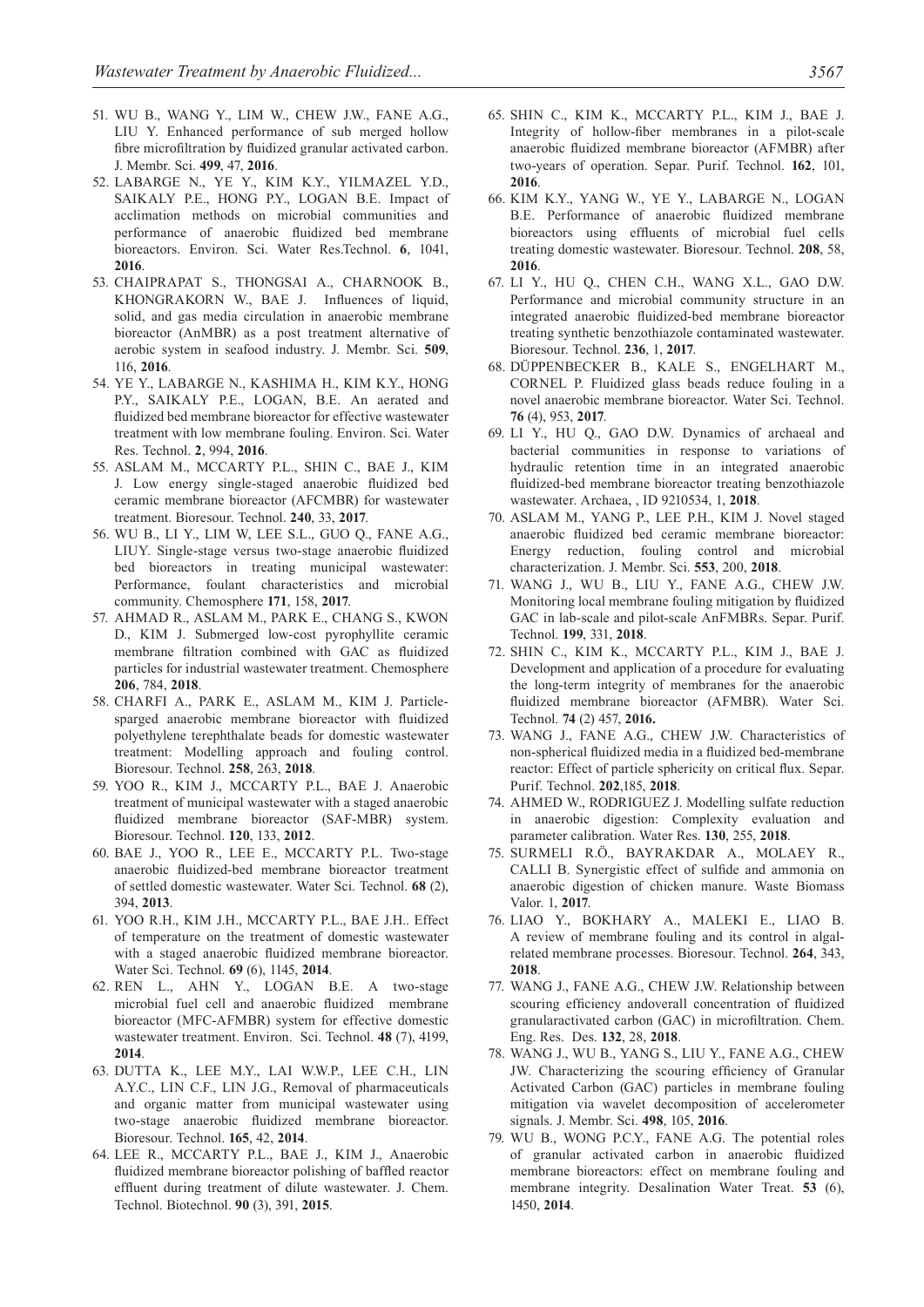51. WU B., WANG Y., LIM W., CHEW J.W., FANE A.G., LIU Y. Enhanced performance of sub merged hollow fibre microfiltration by fluidized granular activated carbon. J. Membr. Sci. **499**, 47, **2016**.
52. LABARGE N., YE Y., KIM K.Y., YILMAZEL Y.D., SAIKALY P.E., HONG P.Y., LOGAN B.E. Impact of acclimation methods on microbial communities and performance of anaerobic fluidized bed membrane bioreactors. Environ. Sci. Water Res.Technol. **6**, 1041, **2016**.
53. CHAIPRAPAT S., THONGSAI A., CHARNOOK B., KHONGRAKORN W., BAE J. Influences of liquid, solid, and gas media circulation in anaerobic membrane bioreactor (AnMBR) as a post treatment alternative of aerobic system in seafood industry. J. Membr. Sci. **509**, 116, **2016**.
54. YE Y., LABARGE N., KASHIMA H., KIM K.Y., HONG P.Y., SAIKALY P.E., LOGAN, B.E. An aerated and fluidized bed membrane bioreactor for effective wastewater treatment with low membrane fouling. Environ. Sci. Water Res. Technol. **2**, 994, **2016**.
55. ASLAM M., MCCARTY P.L., SHIN C., BAE J., KIM J. Low energy single-staged anaerobic fluidized bed ceramic membrane bioreactor (AFCMBR) for wastewater treatment. Bioresour. Technol. **240**, 33, **2017**.
56. WU B., LI Y., LIM W, LEE S.L., GUO Q., FANE A.G., LIUY. Single-stage versus two-stage anaerobic fluidized bed bioreactors in treating municipal wastewater: Performance, foulant characteristics and microbial community. Chemosphere **171**, 158, **2017**.
57. AHMAD R., ASLAM M., PARK E., CHANG S., KWON D., KIM J. Submerged low-cost pyrophyllite ceramic membrane filtration combined with GAC as fluidized particles for industrial wastewater treatment. Chemosphere **206**, 784, **2018**.
58. CHARFI A., PARK E., ASLAM M., KIM J. Particle-sparged anaerobic membrane bioreactor with fluidized polyethylene terephthalate beads for domestic wastewater treatment: Modelling approach and fouling control. Bioresour. Technol. **258**, 263, **2018**.
59. YOO R., KIM J., MCCARTY P.L., BAE J. Anaerobic treatment of municipal wastewater with a staged anaerobic fluidized membrane bioreactor (SAF-MBR) system. Bioresour. Technol. **120**, 133, **2012**.
60. BAE J., YOO R., LEE E., MCCARTY P.L. Two-stage anaerobic fluidized-bed membrane bioreactor treatment of settled domestic wastewater. Water Sci. Technol. **68** (2), 394, **2013**.
61. YOO R.H., KIM J.H., MCCARTY P.L., BAE J.H.. Effect of temperature on the treatment of domestic wastewater with a staged anaerobic fluidized membrane bioreactor. Water Sci. Technol. **69** (6), 1145, **2014**.
62. REN L., AHN Y., LOGAN B.E. A two-stage microbial fuel cell and anaerobic fluidized membrane bioreactor (MFC-AFMBR) system for effective domestic wastewater treatment. Environ. Sci. Technol. **48** (7), 4199, **2014**.
63. DUTTA K., LEE M.Y., LAI W.W.P., LEE C.H., LIN A.Y.C., LIN C.F., LIN J.G., Removal of pharmaceuticals and organic matter from municipal wastewater using two-stage anaerobic fluidized membrane bioreactor. Bioresour. Technol. **165**, 42, **2014**.
64. LEE R., MCCARTY P.L., BAE J., KIM J., Anaerobic fluidized membrane bioreactor polishing of baffled reactor effluent during treatment of dilute wastewater. J. Chem. Technol. Biotechnol. **90** (3), 391, **2015**.
65. SHIN C., KIM K., MCCARTY P.L., KIM J., BAE J. Integrity of hollow-fiber membranes in a pilot-scale anaerobic fluidized membrane bioreactor (AFMBR) after two-years of operation. Separ. Purif. Technol. **162**, 101, **2016**.
66. KIM K.Y., YANG W., YE Y., LABARGE N., LOGAN B.E. Performance of anaerobic fluidized membrane bioreactors using effluents of microbial fuel cells treating domestic wastewater. Bioresour. Technol. **208**, 58, **2016**.
67. LI Y., HU Q., CHEN C.H., WANG X.L., GAO D.W. Performance and microbial community structure in an integrated anaerobic fluidized-bed membrane bioreactor treating synthetic benzothiazole contaminated wastewater. Bioresour. Technol. **236**, 1, **2017**.
68. DÜPPENBECKER B., KALE S., ENGELHART M., CORNEL P. Fluidized glass beads reduce fouling in a novel anaerobic membrane bioreactor. Water Sci. Technol. **76** (4), 953, **2017**.
69. LI Y., HU Q., GAO D.W. Dynamics of archaeal and bacterial communities in response to variations of hydraulic retention time in an integrated anaerobic fluidized-bed membrane bioreactor treating benzothiazole wastewater. Archaea, , ID 9210534, 1, **2018**.
70. ASLAM M., YANG P., LEE P.H., KIM J. Novel staged anaerobic fluidized bed ceramic membrane bioreactor: Energy reduction, fouling control and microbial characterization. J. Membr. Sci. **553**, 200, **2018**.
71. WANG J., WU B., LIU Y., FANE A.G., CHEW J.W. Monitoring local membrane fouling mitigation by fluidized GAC in lab-scale and pilot-scale AnFMBRs. Separ. Purif. Technol. **199**, 331, **2018**.
72. SHIN C., KIM K., MCCARTY P.L., KIM J., BAE J. Development and application of a procedure for evaluating the long-term integrity of membranes for the anaerobic fluidized membrane bioreactor (AFMBR). Water Sci. Technol. **74** (2) 457, **2016.**
73. WANG J., FANE A.G., CHEW J.W. Characteristics of non-spherical fluidized media in a fluidized bed-membrane reactor: Effect of particle sphericity on critical flux. Separ. Purif. Technol. **202**,185, **2018**.
74. AHMED W., RODRIGUEZ J. Modelling sulfate reduction in anaerobic digestion: Complexity evaluation and parameter calibration. Water Res. **130**, 255, **2018**.
75. SURMELI R.Ö., BAYRAKDAR A., MOLAEY R., CALLI B. Synergistic effect of sulfide and ammonia on anaerobic digestion of chicken manure. Waste Biomass Valor. 1, **2017**.
76. LIAO Y., BOKHARY A., MALEKI E., LIAO B. A review of membrane fouling and its control in algal-related membrane processes. Bioresour. Technol. **264**, 343, **2018**.
77. WANG J., FANE A.G., CHEW J.W. Relationship between scouring efficiency andoverall concentration of fluidized granularactivated carbon (GAC) in microfiltration. Chem. Eng. Res. Des. **132**, 28, **2018**.
78. WANG J., WU B., YANG S., LIU Y., FANE A.G., CHEW JW. Characterizing the scouring efficiency of Granular Activated Carbon (GAC) particles in membrane fouling mitigation via wavelet decomposition of accelerometer signals. J. Membr. Sci. **498**, 105, **2016**.
79. WU B., WONG P.C.Y., FANE A.G. The potential roles of granular activated carbon in anaerobic fluidized membrane bioreactors: effect on membrane fouling and membrane integrity. Desalination Water Treat. **53** (6), 1450, **2014**.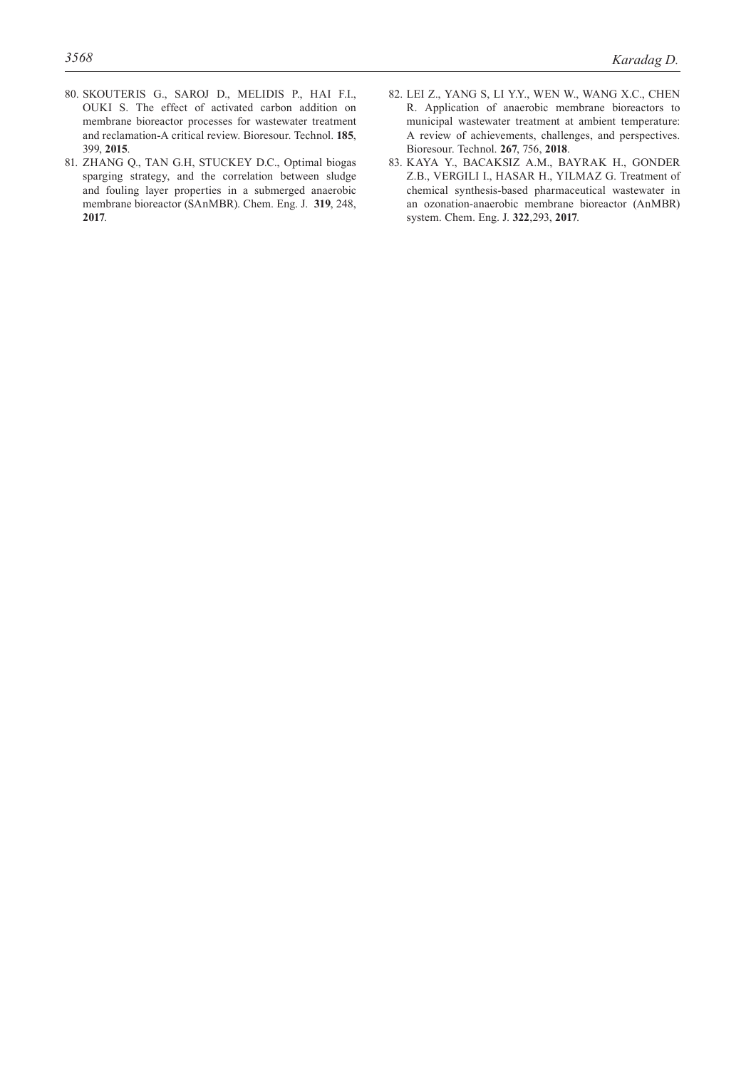80. SKOUTERIS G., SAROJ D., MELIDIS P., HAI F.I., OUKI S. The effect of activated carbon addition on membrane bioreactor processes for wastewater treatment and reclamation-A critical review. Bioresour. Technol. **185**, 399, **2015**.
81. ZHANG Q., TAN G.H, STUCKEY D.C., Optimal biogas sparging strategy, and the correlation between sludge and fouling layer properties in a submerged anaerobic membrane bioreactor (SAnMBR). Chem. Eng. J. **319**, 248, **2017**.
82. LEI Z., YANG S, LI Y.Y., WEN W., WANG X.C., CHEN R. Application of anaerobic membrane bioreactors to municipal wastewater treatment at ambient temperature: A review of achievements, challenges, and perspectives. Bioresour. Technol. **267**, 756, **2018**.
83. KAYA Y., BACAKSIZ A.M., BAYRAK H., GONDER Z.B., VERGILI I., HASAR H., YILMAZ G. Treatment of chemical synthesis-based pharmaceutical wastewater in an ozonation-anaerobic membrane bioreactor (AnMBR) system. Chem. Eng. J. **322**,293, **2017**.